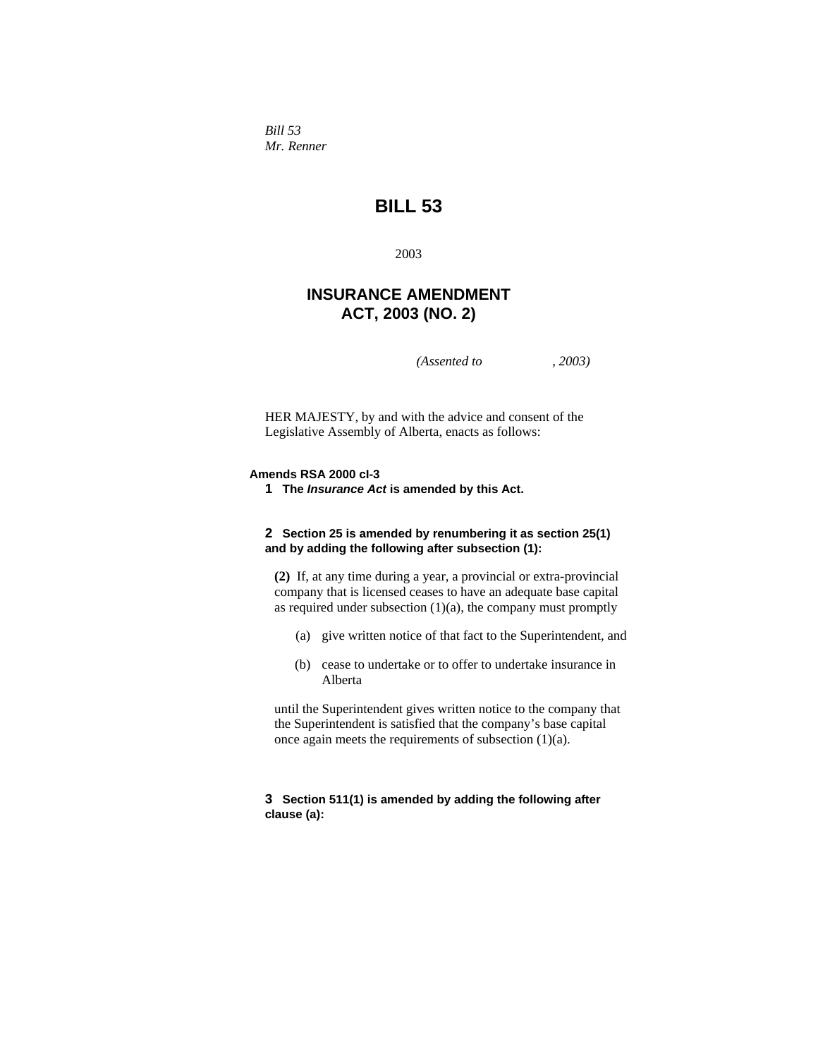*Bill 53*
*Mr. Renner*

# BILL 53

2003

## INSURANCE AMENDMENT ACT, 2003 (NO. 2)

*(Assented to , 2003)*

HER MAJESTY, by and with the advice and consent of the Legislative Assembly of Alberta, enacts as follows:

**Amends RSA 2000 cI-3**

**1 The *Insurance Act* is amended by this Act.**

**2 Section 25 is amended by renumbering it as section 25(1) and by adding the following after subsection (1):**

**(2)** If, at any time during a year, a provincial or extra-provincial company that is licensed ceases to have an adequate base capital as required under subsection (1)(a), the company must promptly

(a) give written notice of that fact to the Superintendent, and

(b) cease to undertake or to offer to undertake insurance in Alberta

until the Superintendent gives written notice to the company that the Superintendent is satisfied that the company's base capital once again meets the requirements of subsection (1)(a).

**3 Section 511(1) is amended by adding the following after clause (a):**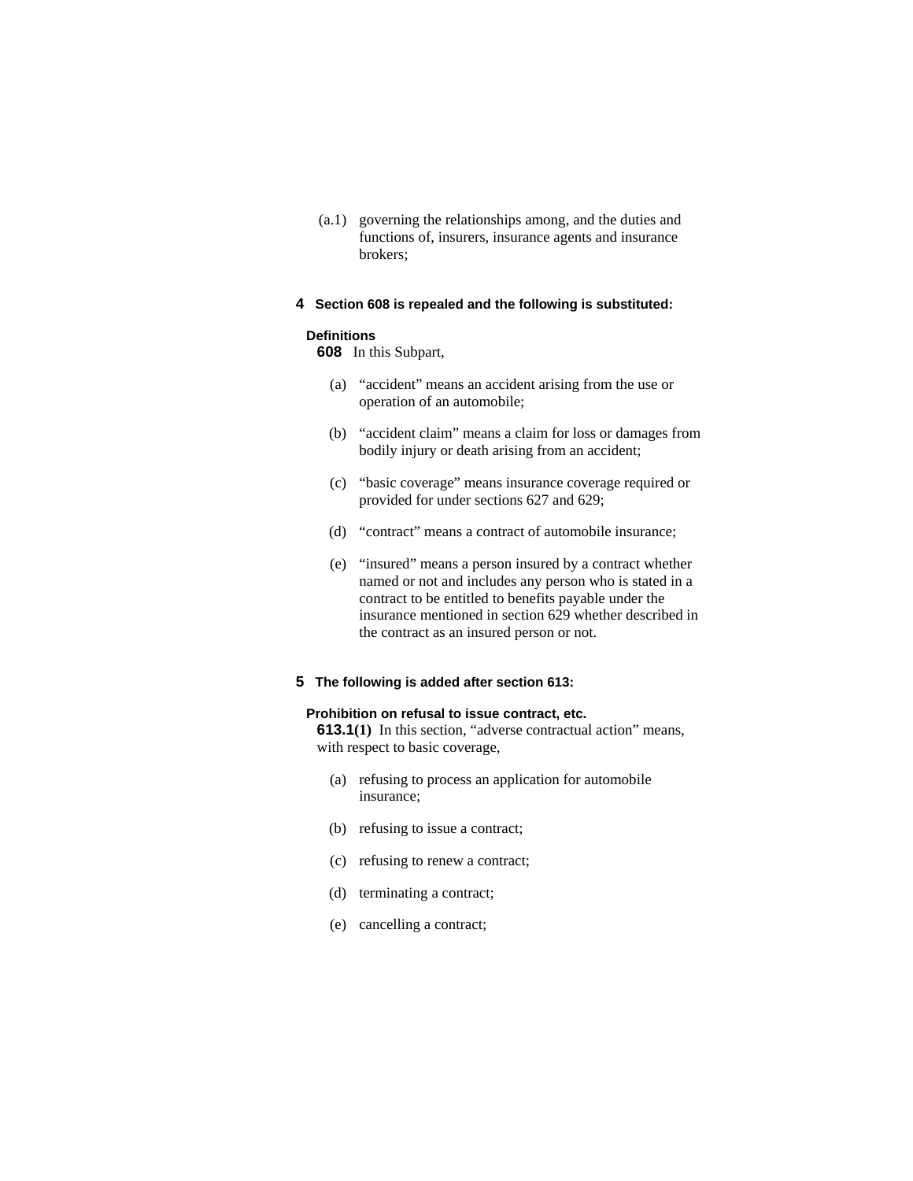(a.1) governing the relationships among, and the duties and functions of, insurers, insurance agents and insurance brokers;

**4 Section 608 is repealed and the following is substituted:**

**Definitions**

**608** In this Subpart,

(a) "accident" means an accident arising from the use or operation of an automobile;

(b) "accident claim" means a claim for loss or damages from bodily injury or death arising from an accident;

(c) "basic coverage" means insurance coverage required or provided for under sections 627 and 629;

(d) "contract" means a contract of automobile insurance;

(e) "insured" means a person insured by a contract whether named or not and includes any person who is stated in a contract to be entitled to benefits payable under the insurance mentioned in section 629 whether described in the contract as an insured person or not.

**5 The following is added after section 613:**

**Prohibition on refusal to issue contract, etc.**

**613.1(1)** In this section, "adverse contractual action" means, with respect to basic coverage,

(a) refusing to process an application for automobile insurance;

(b) refusing to issue a contract;

(c) refusing to renew a contract;

(d) terminating a contract;

(e) cancelling a contract;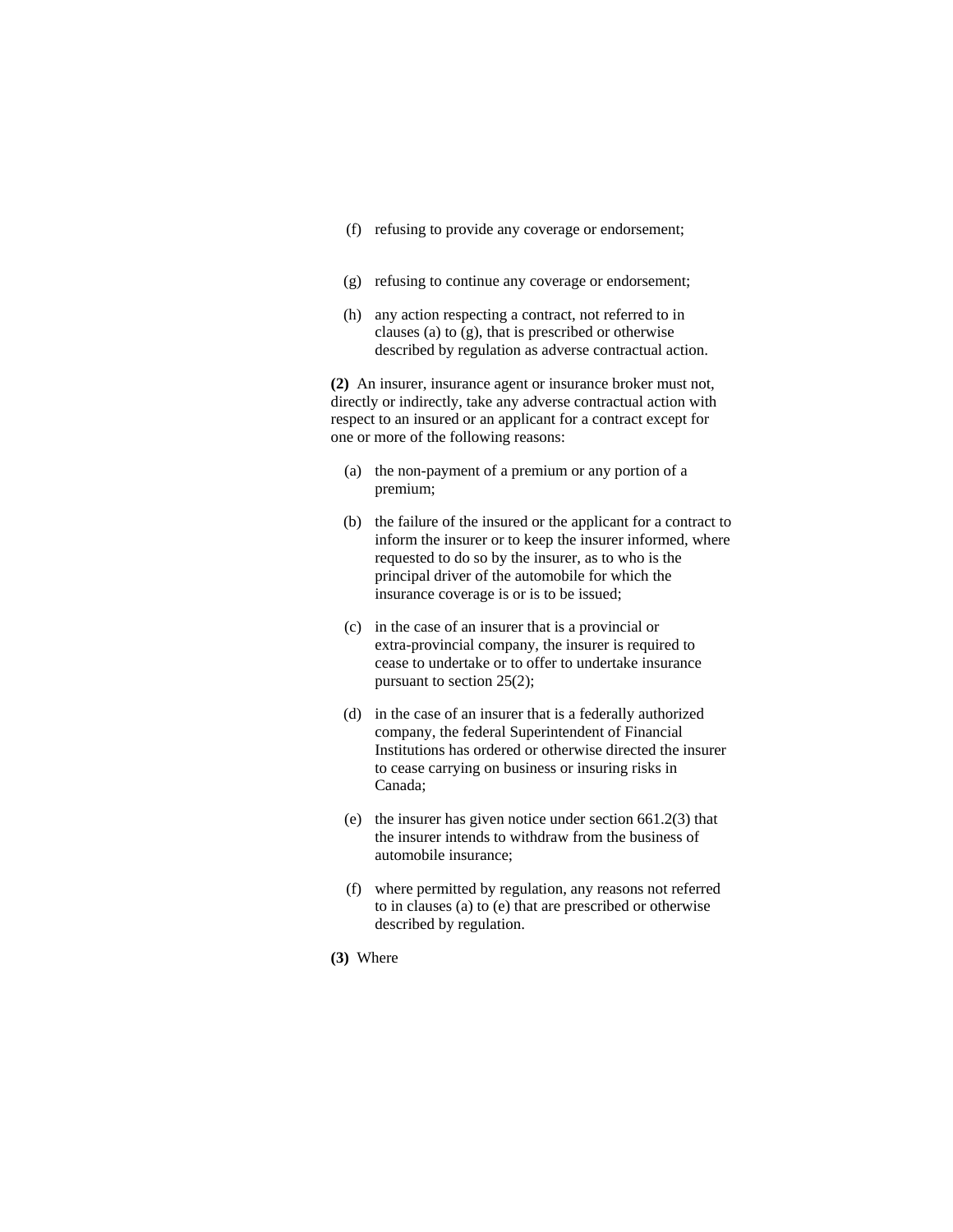(f) refusing to provide any coverage or endorsement;

(g) refusing to continue any coverage or endorsement;

(h) any action respecting a contract, not referred to in clauses (a) to (g), that is prescribed or otherwise described by regulation as adverse contractual action.

**(2)** An insurer, insurance agent or insurance broker must not, directly or indirectly, take any adverse contractual action with respect to an insured or an applicant for a contract except for one or more of the following reasons:

(a) the non-payment of a premium or any portion of a premium;

(b) the failure of the insured or the applicant for a contract to inform the insurer or to keep the insurer informed, where requested to do so by the insurer, as to who is the principal driver of the automobile for which the insurance coverage is or is to be issued;

(c) in the case of an insurer that is a provincial or extra-provincial company, the insurer is required to cease to undertake or to offer to undertake insurance pursuant to section 25(2);

(d) in the case of an insurer that is a federally authorized company, the federal Superintendent of Financial Institutions has ordered or otherwise directed the insurer to cease carrying on business or insuring risks in Canada;

(e) the insurer has given notice under section 661.2(3) that the insurer intends to withdraw from the business of automobile insurance;

(f) where permitted by regulation, any reasons not referred to in clauses (a) to (e) that are prescribed or otherwise described by regulation.

**(3)** Where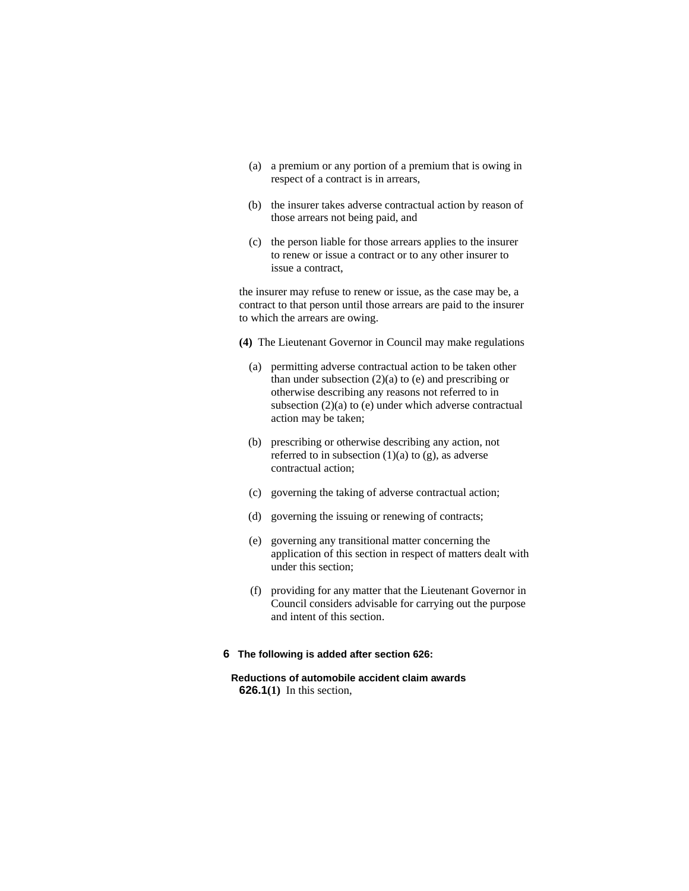(a) a premium or any portion of a premium that is owing in respect of a contract is in arrears,

(b) the insurer takes adverse contractual action by reason of those arrears not being paid, and

(c) the person liable for those arrears applies to the insurer to renew or issue a contract or to any other insurer to issue a contract,

the insurer may refuse to renew or issue, as the case may be, a contract to that person until those arrears are paid to the insurer to which the arrears are owing.

**(4)** The Lieutenant Governor in Council may make regulations

(a) permitting adverse contractual action to be taken other than under subsection (2)(a) to (e) and prescribing or otherwise describing any reasons not referred to in subsection (2)(a) to (e) under which adverse contractual action may be taken;

(b) prescribing or otherwise describing any action, not referred to in subsection (1)(a) to (g), as adverse contractual action;

(c) governing the taking of adverse contractual action;

(d) governing the issuing or renewing of contracts;

(e) governing any transitional matter concerning the application of this section in respect of matters dealt with under this section;

(f) providing for any matter that the Lieutenant Governor in Council considers advisable for carrying out the purpose and intent of this section.

**6 The following is added after section 626:**

**Reductions of automobile accident claim awards**

**626.1(1)** In this section,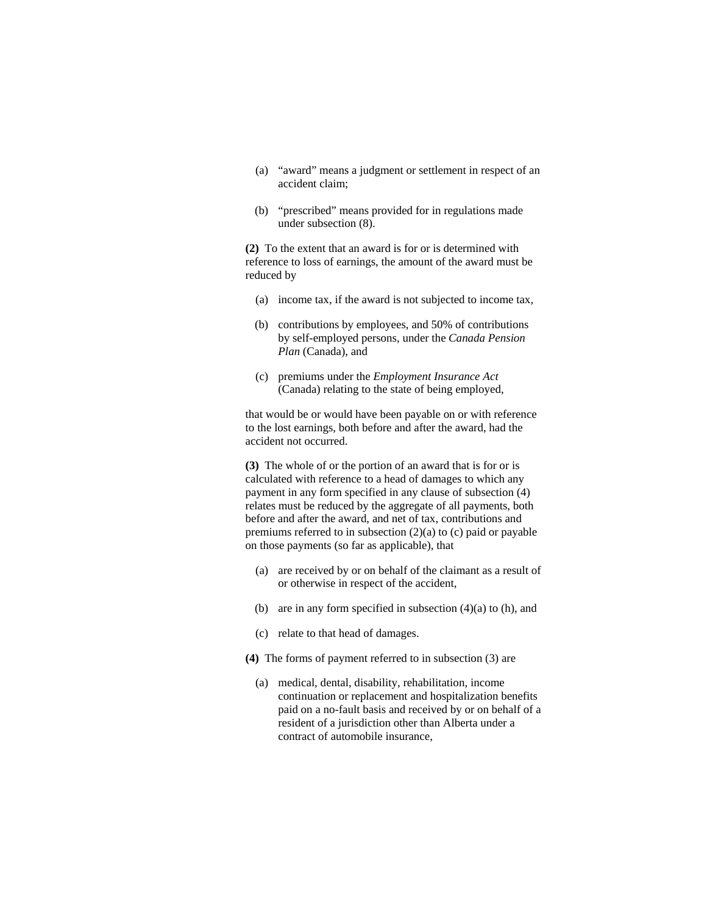(a) "award" means a judgment or settlement in respect of an accident claim;

(b) "prescribed" means provided for in regulations made under subsection (8).

**(2)** To the extent that an award is for or is determined with reference to loss of earnings, the amount of the award must be reduced by

(a) income tax, if the award is not subjected to income tax,

(b) contributions by employees, and 50% of contributions by self-employed persons, under the *Canada Pension Plan* (Canada), and

(c) premiums under the *Employment Insurance Act* (Canada) relating to the state of being employed,

that would be or would have been payable on or with reference to the lost earnings, both before and after the award, had the accident not occurred.

**(3)** The whole of or the portion of an award that is for or is calculated with reference to a head of damages to which any payment in any form specified in any clause of subsection (4) relates must be reduced by the aggregate of all payments, both before and after the award, and net of tax, contributions and premiums referred to in subsection (2)(a) to (c) paid or payable on those payments (so far as applicable), that

(a) are received by or on behalf of the claimant as a result of or otherwise in respect of the accident,

(b) are in any form specified in subsection (4)(a) to (h), and

(c) relate to that head of damages.

**(4)** The forms of payment referred to in subsection (3) are

(a) medical, dental, disability, rehabilitation, income continuation or replacement and hospitalization benefits paid on a no-fault basis and received by or on behalf of a resident of a jurisdiction other than Alberta under a contract of automobile insurance,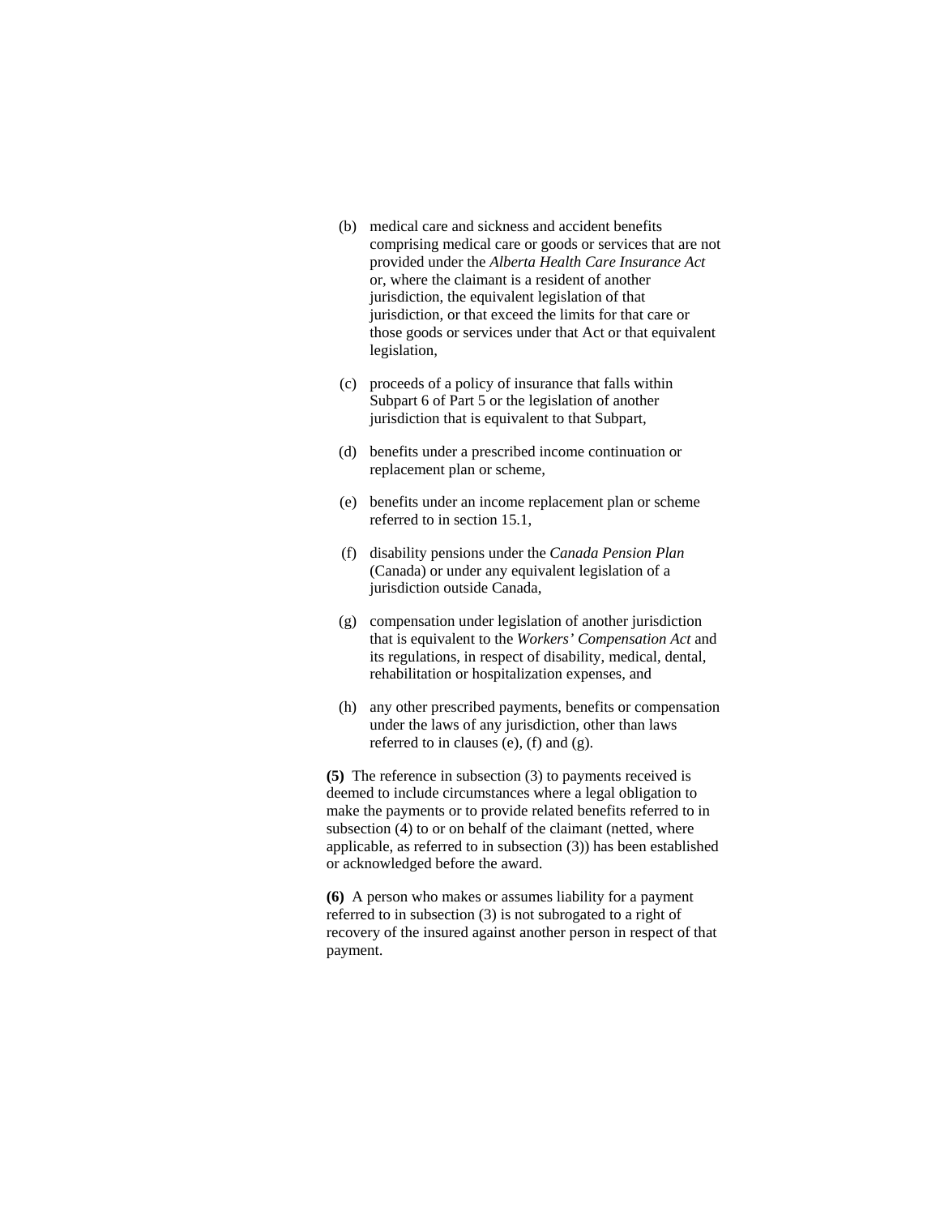(b) medical care and sickness and accident benefits comprising medical care or goods or services that are not provided under the *Alberta Health Care Insurance Act* or, where the claimant is a resident of another jurisdiction, the equivalent legislation of that jurisdiction, or that exceed the limits for that care or those goods or services under that Act or that equivalent legislation,

(c) proceeds of a policy of insurance that falls within Subpart 6 of Part 5 or the legislation of another jurisdiction that is equivalent to that Subpart,

(d) benefits under a prescribed income continuation or replacement plan or scheme,

(e) benefits under an income replacement plan or scheme referred to in section 15.1,

(f) disability pensions under the *Canada Pension Plan* (Canada) or under any equivalent legislation of a jurisdiction outside Canada,

(g) compensation under legislation of another jurisdiction that is equivalent to the *Workers' Compensation Act* and its regulations, in respect of disability, medical, dental, rehabilitation or hospitalization expenses, and

(h) any other prescribed payments, benefits or compensation under the laws of any jurisdiction, other than laws referred to in clauses (e), (f) and (g).

**(5)** The reference in subsection (3) to payments received is deemed to include circumstances where a legal obligation to make the payments or to provide related benefits referred to in subsection (4) to or on behalf of the claimant (netted, where applicable, as referred to in subsection (3)) has been established or acknowledged before the award.

**(6)** A person who makes or assumes liability for a payment referred to in subsection (3) is not subrogated to a right of recovery of the insured against another person in respect of that payment.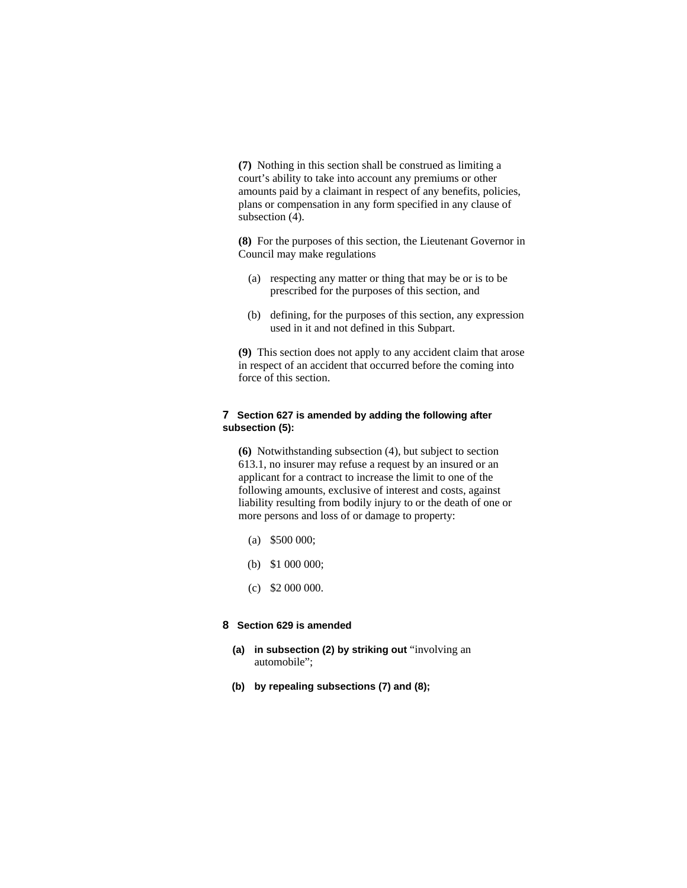**(7)** Nothing in this section shall be construed as limiting a court's ability to take into account any premiums or other amounts paid by a claimant in respect of any benefits, policies, plans or compensation in any form specified in any clause of subsection (4).

**(8)** For the purposes of this section, the Lieutenant Governor in Council may make regulations

(a) respecting any matter or thing that may be or is to be prescribed for the purposes of this section, and

(b) defining, for the purposes of this section, any expression used in it and not defined in this Subpart.

**(9)** This section does not apply to any accident claim that arose in respect of an accident that occurred before the coming into force of this section.

**7 Section 627 is amended by adding the following after subsection (5):**

**(6)** Notwithstanding subsection (4), but subject to section 613.1, no insurer may refuse a request by an insured or an applicant for a contract to increase the limit to one of the following amounts, exclusive of interest and costs, against liability resulting from bodily injury to or the death of one or more persons and loss of or damage to property:

(a) $500 000;

(b) $1 000 000;

(c) $2 000 000.

**8 Section 629 is amended**

**(a) in subsection (2) by striking out** "involving an automobile";

**(b) by repealing subsections (7) and (8);**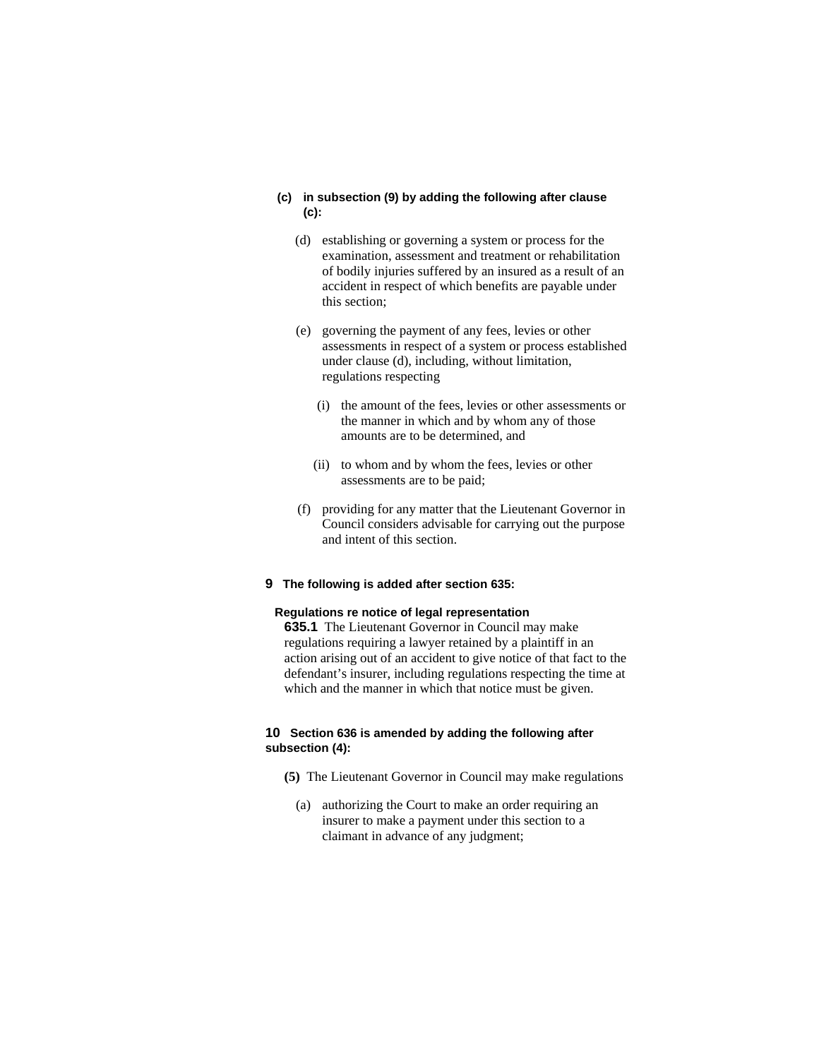**(c) in subsection (9) by adding the following after clause (c):**

(d) establishing or governing a system or process for the examination, assessment and treatment or rehabilitation of bodily injuries suffered by an insured as a result of an accident in respect of which benefits are payable under this section;

(e) governing the payment of any fees, levies or other assessments in respect of a system or process established under clause (d), including, without limitation, regulations respecting

(i) the amount of the fees, levies or other assessments or the manner in which and by whom any of those amounts are to be determined, and

(ii) to whom and by whom the fees, levies or other assessments are to be paid;

(f) providing for any matter that the Lieutenant Governor in Council considers advisable for carrying out the purpose and intent of this section.

**9 The following is added after section 635:**

**Regulations re notice of legal representation**

**635.1** The Lieutenant Governor in Council may make regulations requiring a lawyer retained by a plaintiff in an action arising out of an accident to give notice of that fact to the defendant's insurer, including regulations respecting the time at which and the manner in which that notice must be given.

**10 Section 636 is amended by adding the following after subsection (4):**

**(5)** The Lieutenant Governor in Council may make regulations

(a) authorizing the Court to make an order requiring an insurer to make a payment under this section to a claimant in advance of any judgment;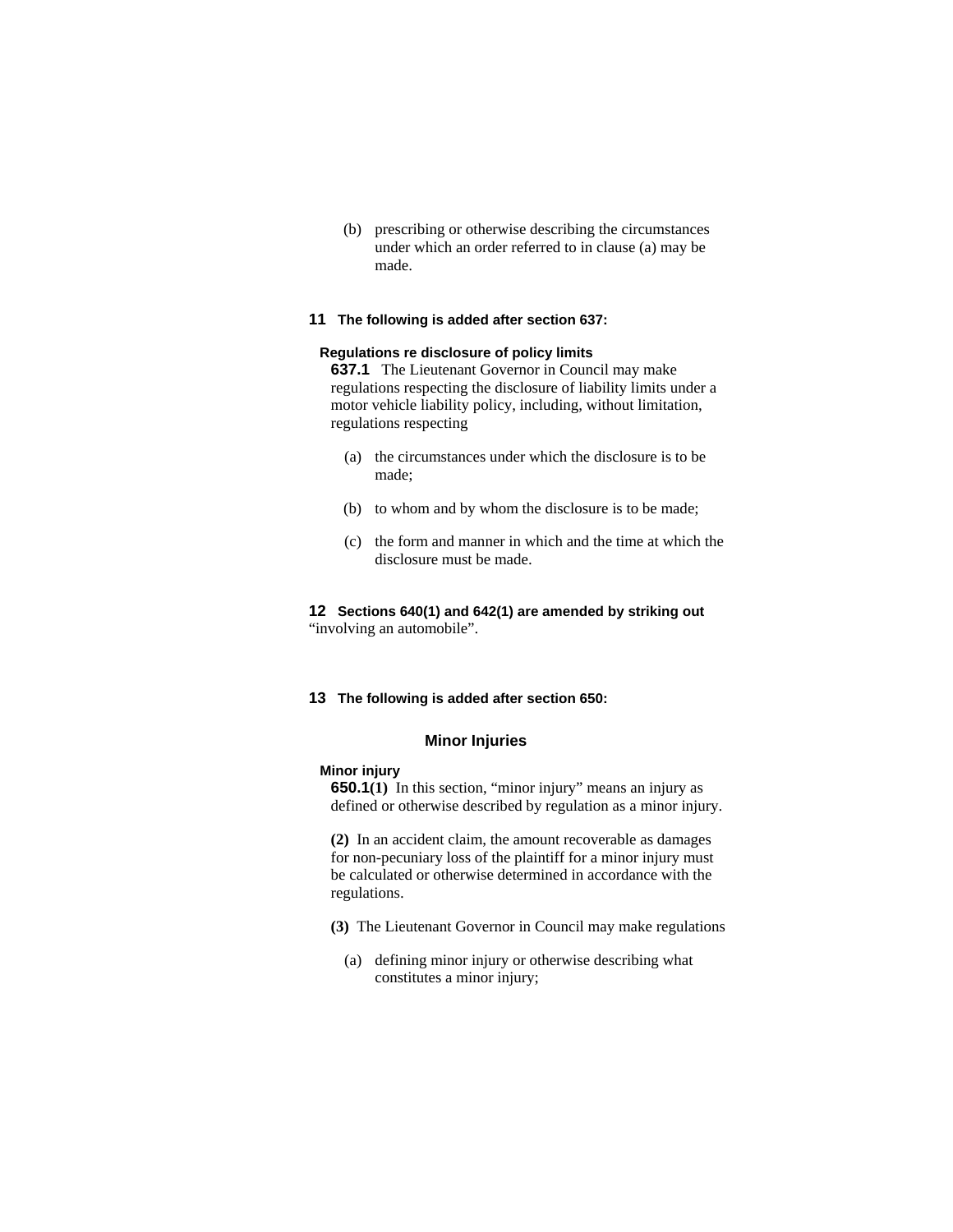(b) prescribing or otherwise describing the circumstances under which an order referred to in clause (a) may be made.

**11 The following is added after section 637:**

**Regulations re disclosure of policy limits**

**637.1** The Lieutenant Governor in Council may make regulations respecting the disclosure of liability limits under a motor vehicle liability policy, including, without limitation, regulations respecting

(a) the circumstances under which the disclosure is to be made;

(b) to whom and by whom the disclosure is to be made;

(c) the form and manner in which and the time at which the disclosure must be made.

**12 Sections 640(1) and 642(1) are amended by striking out** "involving an automobile".

**13 The following is added after section 650:**

### Minor Injuries

**Minor injury**

**650.1(1)** In this section, "minor injury" means an injury as defined or otherwise described by regulation as a minor injury.

**(2)** In an accident claim, the amount recoverable as damages for non-pecuniary loss of the plaintiff for a minor injury must be calculated or otherwise determined in accordance with the regulations.

**(3)** The Lieutenant Governor in Council may make regulations

(a) defining minor injury or otherwise describing what constitutes a minor injury;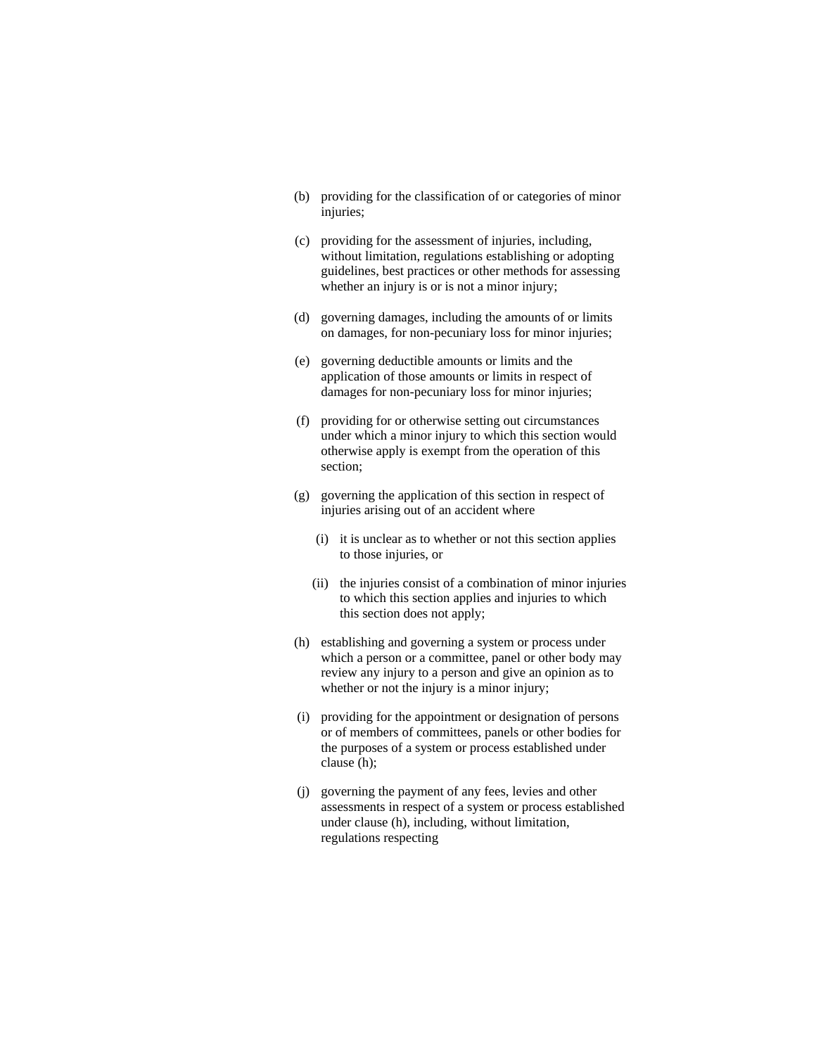(b) providing for the classification of or categories of minor injuries;

(c) providing for the assessment of injuries, including, without limitation, regulations establishing or adopting guidelines, best practices or other methods for assessing whether an injury is or is not a minor injury;

(d) governing damages, including the amounts of or limits on damages, for non-pecuniary loss for minor injuries;

(e) governing deductible amounts or limits and the application of those amounts or limits in respect of damages for non-pecuniary loss for minor injuries;

(f) providing for or otherwise setting out circumstances under which a minor injury to which this section would otherwise apply is exempt from the operation of this section;

(g) governing the application of this section in respect of injuries arising out of an accident where

  (i) it is unclear as to whether or not this section applies to those injuries, or

  (ii) the injuries consist of a combination of minor injuries to which this section applies and injuries to which this section does not apply;

(h) establishing and governing a system or process under which a person or a committee, panel or other body may review any injury to a person and give an opinion as to whether or not the injury is a minor injury;

(i) providing for the appointment or designation of persons or of members of committees, panels or other bodies for the purposes of a system or process established under clause (h);

(j) governing the payment of any fees, levies and other assessments in respect of a system or process established under clause (h), including, without limitation, regulations respecting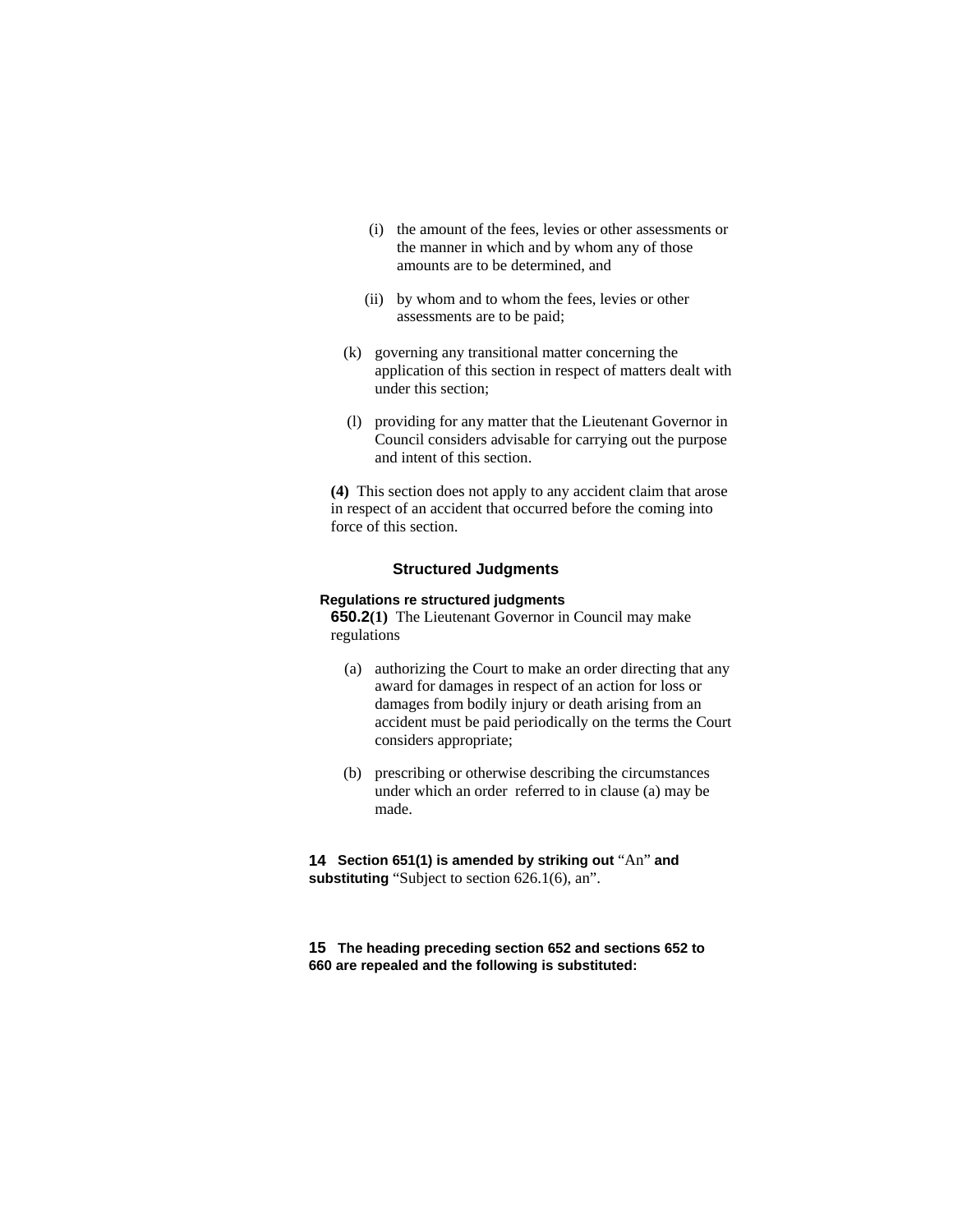(i) the amount of the fees, levies or other assessments or the manner in which and by whom any of those amounts are to be determined, and

(ii) by whom and to whom the fees, levies or other assessments are to be paid;

(k) governing any transitional matter concerning the application of this section in respect of matters dealt with under this section;

(l) providing for any matter that the Lieutenant Governor in Council considers advisable for carrying out the purpose and intent of this section.

**(4)** This section does not apply to any accident claim that arose in respect of an accident that occurred before the coming into force of this section.

### Structured Judgments

**Regulations re structured judgments**

**650.2(1)** The Lieutenant Governor in Council may make regulations

(a) authorizing the Court to make an order directing that any award for damages in respect of an action for loss or damages from bodily injury or death arising from an accident must be paid periodically on the terms the Court considers appropriate;

(b) prescribing or otherwise describing the circumstances under which an order referred to in clause (a) may be made.

**14 Section 651(1) is amended by striking out** “An” **and substituting** “Subject to section 626.1(6), an”.

**15 The heading preceding section 652 and sections 652 to 660 are repealed and the following is substituted:**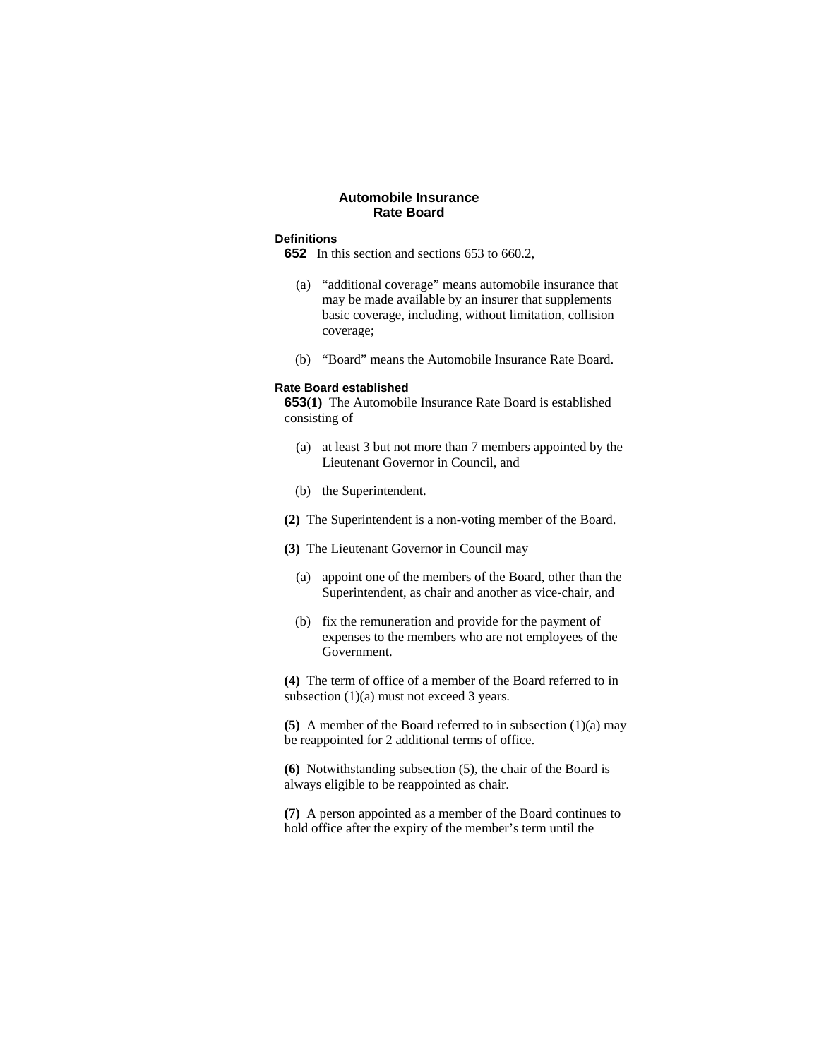## Automobile Insurance Rate Board

**Definitions**

**652** In this section and sections 653 to 660.2,

(a) "additional coverage" means automobile insurance that may be made available by an insurer that supplements basic coverage, including, without limitation, collision coverage;

(b) "Board" means the Automobile Insurance Rate Board.

**Rate Board established**

**653(1)** The Automobile Insurance Rate Board is established consisting of

(a) at least 3 but not more than 7 members appointed by the Lieutenant Governor in Council, and

(b) the Superintendent.

**(2)** The Superintendent is a non-voting member of the Board.

**(3)** The Lieutenant Governor in Council may

(a) appoint one of the members of the Board, other than the Superintendent, as chair and another as vice-chair, and

(b) fix the remuneration and provide for the payment of expenses to the members who are not employees of the Government.

**(4)** The term of office of a member of the Board referred to in subsection (1)(a) must not exceed 3 years.

**(5)** A member of the Board referred to in subsection (1)(a) may be reappointed for 2 additional terms of office.

**(6)** Notwithstanding subsection (5), the chair of the Board is always eligible to be reappointed as chair.

**(7)** A person appointed as a member of the Board continues to hold office after the expiry of the member's term until the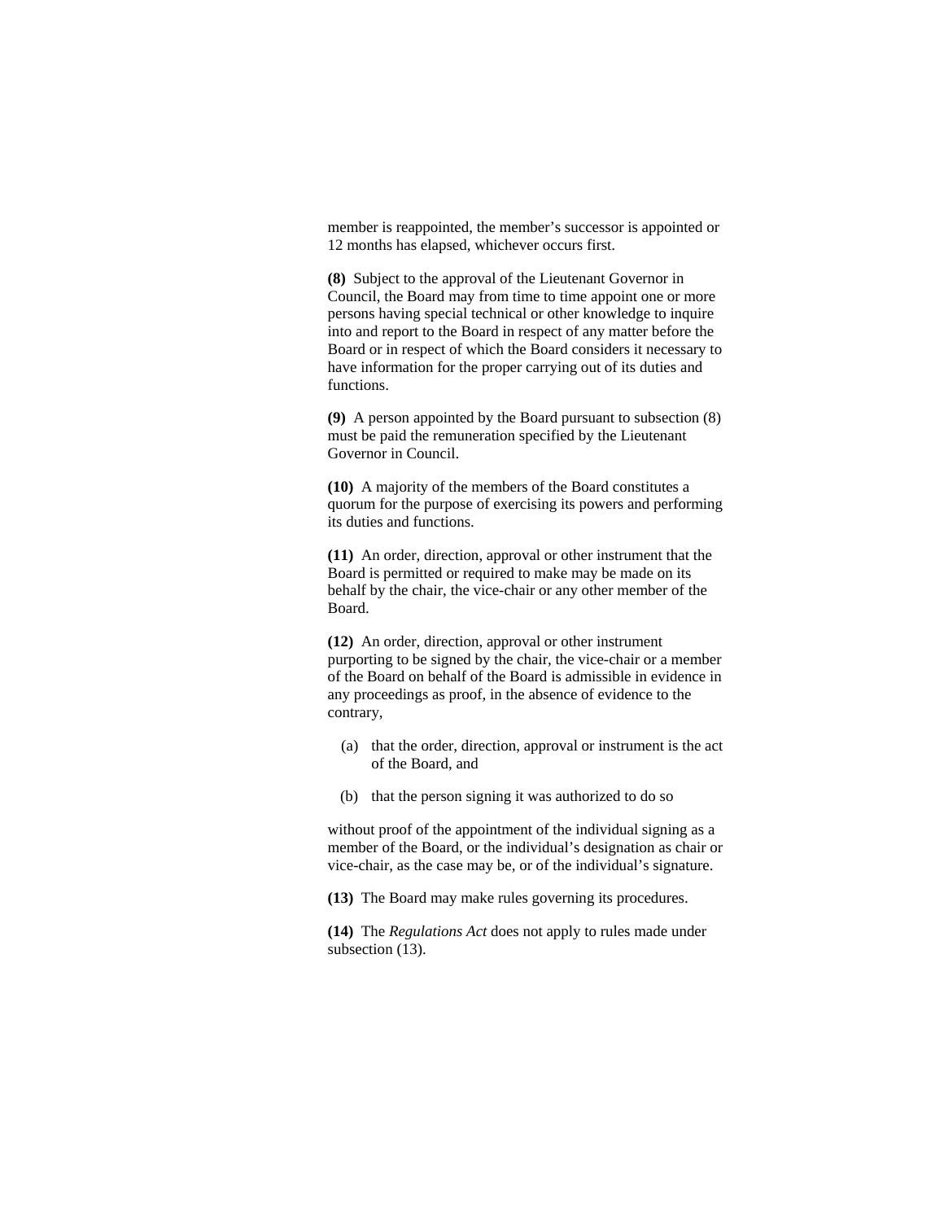member is reappointed, the member's successor is appointed or 12 months has elapsed, whichever occurs first.

**(8)** Subject to the approval of the Lieutenant Governor in Council, the Board may from time to time appoint one or more persons having special technical or other knowledge to inquire into and report to the Board in respect of any matter before the Board or in respect of which the Board considers it necessary to have information for the proper carrying out of its duties and functions.

**(9)** A person appointed by the Board pursuant to subsection (8) must be paid the remuneration specified by the Lieutenant Governor in Council.

**(10)** A majority of the members of the Board constitutes a quorum for the purpose of exercising its powers and performing its duties and functions.

**(11)** An order, direction, approval or other instrument that the Board is permitted or required to make may be made on its behalf by the chair, the vice-chair or any other member of the Board.

**(12)** An order, direction, approval or other instrument purporting to be signed by the chair, the vice-chair or a member of the Board on behalf of the Board is admissible in evidence in any proceedings as proof, in the absence of evidence to the contrary,

(a) that the order, direction, approval or instrument is the act of the Board, and

(b) that the person signing it was authorized to do so

without proof of the appointment of the individual signing as a member of the Board, or the individual's designation as chair or vice-chair, as the case may be, or of the individual's signature.

**(13)** The Board may make rules governing its procedures.

**(14)** The *Regulations Act* does not apply to rules made under subsection (13).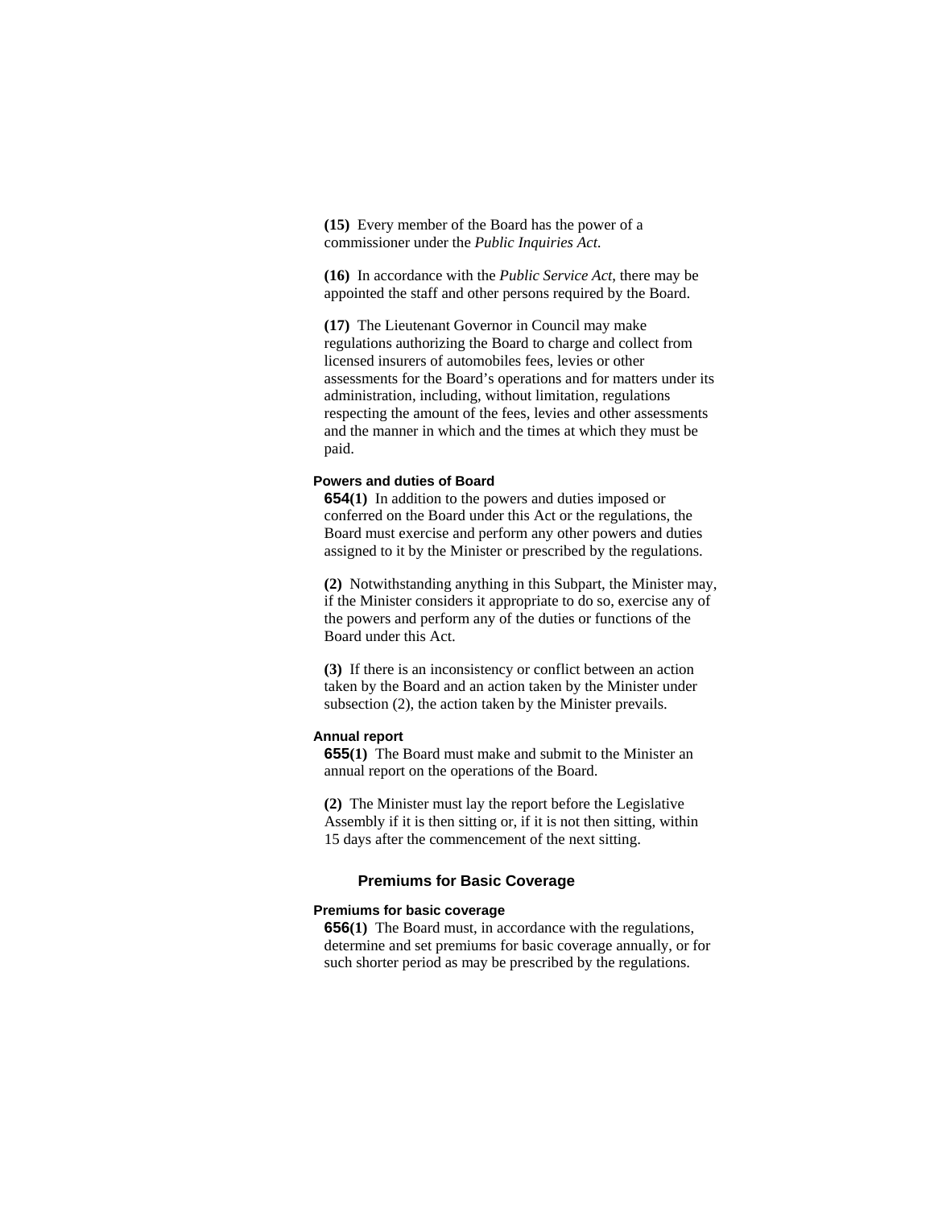**(15)** Every member of the Board has the power of a commissioner under the *Public Inquiries Act*.

**(16)** In accordance with the *Public Service Act*, there may be appointed the staff and other persons required by the Board.

**(17)** The Lieutenant Governor in Council may make regulations authorizing the Board to charge and collect from licensed insurers of automobiles fees, levies or other assessments for the Board's operations and for matters under its administration, including, without limitation, regulations respecting the amount of the fees, levies and other assessments and the manner in which and the times at which they must be paid.

#### Powers and duties of Board

**654(1)** In addition to the powers and duties imposed or conferred on the Board under this Act or the regulations, the Board must exercise and perform any other powers and duties assigned to it by the Minister or prescribed by the regulations.

**(2)** Notwithstanding anything in this Subpart, the Minister may, if the Minister considers it appropriate to do so, exercise any of the powers and perform any of the duties or functions of the Board under this Act.

**(3)** If there is an inconsistency or conflict between an action taken by the Board and an action taken by the Minister under subsection (2), the action taken by the Minister prevails.

#### Annual report

**655(1)** The Board must make and submit to the Minister an annual report on the operations of the Board.

**(2)** The Minister must lay the report before the Legislative Assembly if it is then sitting or, if it is not then sitting, within 15 days after the commencement of the next sitting.

### Premiums for Basic Coverage

#### Premiums for basic coverage

**656(1)** The Board must, in accordance with the regulations, determine and set premiums for basic coverage annually, or for such shorter period as may be prescribed by the regulations.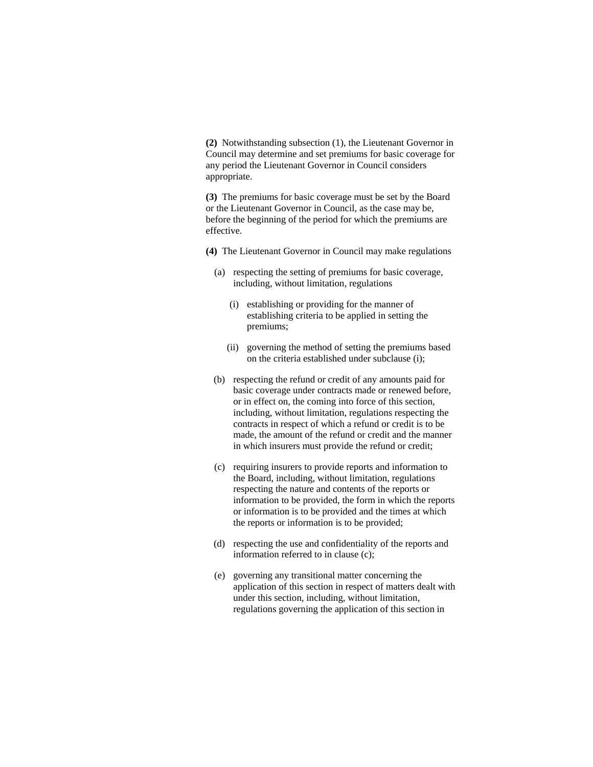**(2)** Notwithstanding subsection (1), the Lieutenant Governor in Council may determine and set premiums for basic coverage for any period the Lieutenant Governor in Council considers appropriate.

**(3)** The premiums for basic coverage must be set by the Board or the Lieutenant Governor in Council, as the case may be, before the beginning of the period for which the premiums are effective.

**(4)** The Lieutenant Governor in Council may make regulations

(a) respecting the setting of premiums for basic coverage, including, without limitation, regulations

  (i) establishing or providing for the manner of establishing criteria to be applied in setting the premiums;

  (ii) governing the method of setting the premiums based on the criteria established under subclause (i);

(b) respecting the refund or credit of any amounts paid for basic coverage under contracts made or renewed before, or in effect on, the coming into force of this section, including, without limitation, regulations respecting the contracts in respect of which a refund or credit is to be made, the amount of the refund or credit and the manner in which insurers must provide the refund or credit;

(c) requiring insurers to provide reports and information to the Board, including, without limitation, regulations respecting the nature and contents of the reports or information to be provided, the form in which the reports or information is to be provided and the times at which the reports or information is to be provided;

(d) respecting the use and confidentiality of the reports and information referred to in clause (c);

(e) governing any transitional matter concerning the application of this section in respect of matters dealt with under this section, including, without limitation, regulations governing the application of this section in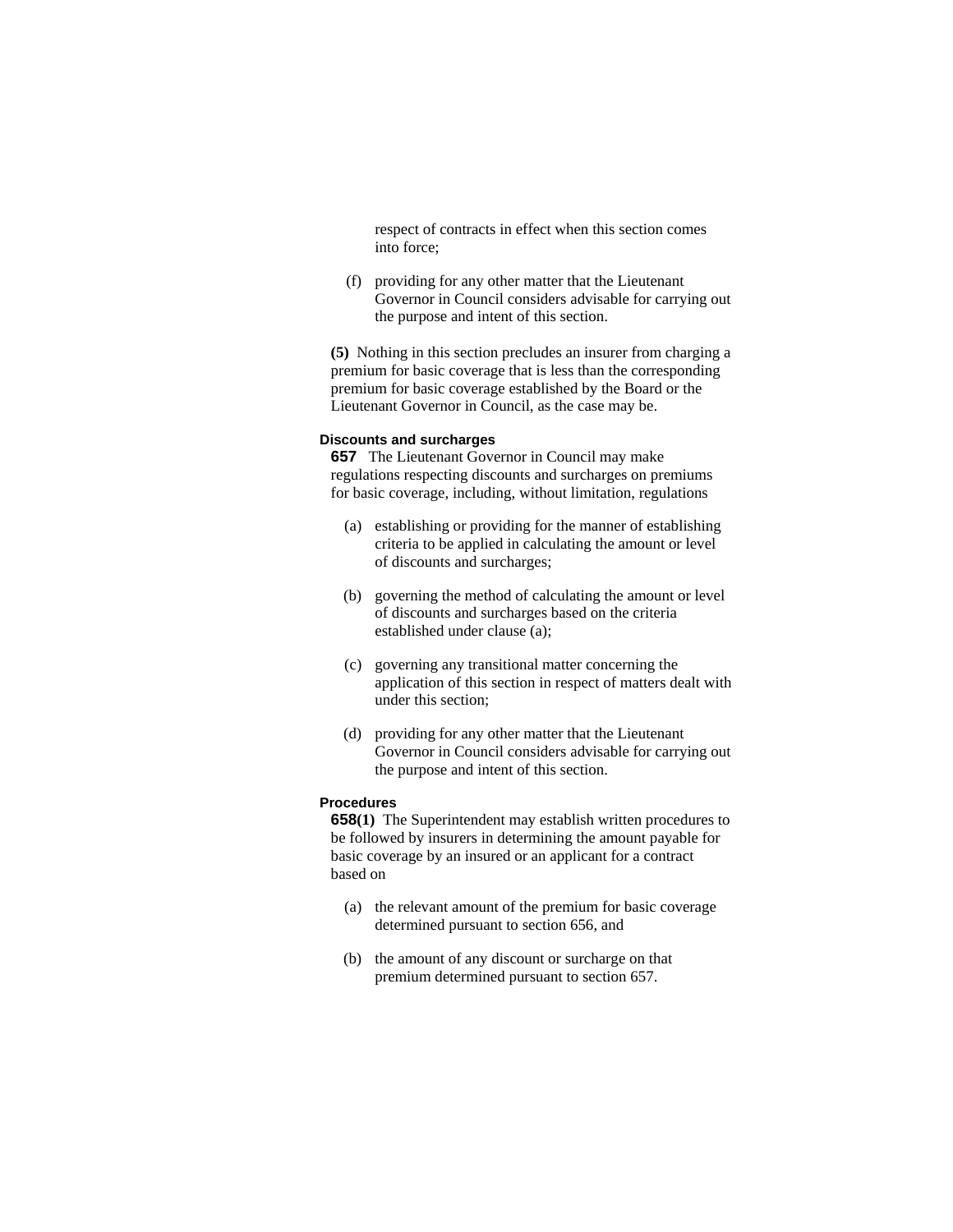respect of contracts in effect when this section comes into force;

(f) providing for any other matter that the Lieutenant Governor in Council considers advisable for carrying out the purpose and intent of this section.

**(5)** Nothing in this section precludes an insurer from charging a premium for basic coverage that is less than the corresponding premium for basic coverage established by the Board or the Lieutenant Governor in Council, as the case may be.

**Discounts and surcharges**

**657** The Lieutenant Governor in Council may make regulations respecting discounts and surcharges on premiums for basic coverage, including, without limitation, regulations

(a) establishing or providing for the manner of establishing criteria to be applied in calculating the amount or level of discounts and surcharges;

(b) governing the method of calculating the amount or level of discounts and surcharges based on the criteria established under clause (a);

(c) governing any transitional matter concerning the application of this section in respect of matters dealt with under this section;

(d) providing for any other matter that the Lieutenant Governor in Council considers advisable for carrying out the purpose and intent of this section.

**Procedures**

**658(1)** The Superintendent may establish written procedures to be followed by insurers in determining the amount payable for basic coverage by an insured or an applicant for a contract based on

(a) the relevant amount of the premium for basic coverage determined pursuant to section 656, and

(b) the amount of any discount or surcharge on that premium determined pursuant to section 657.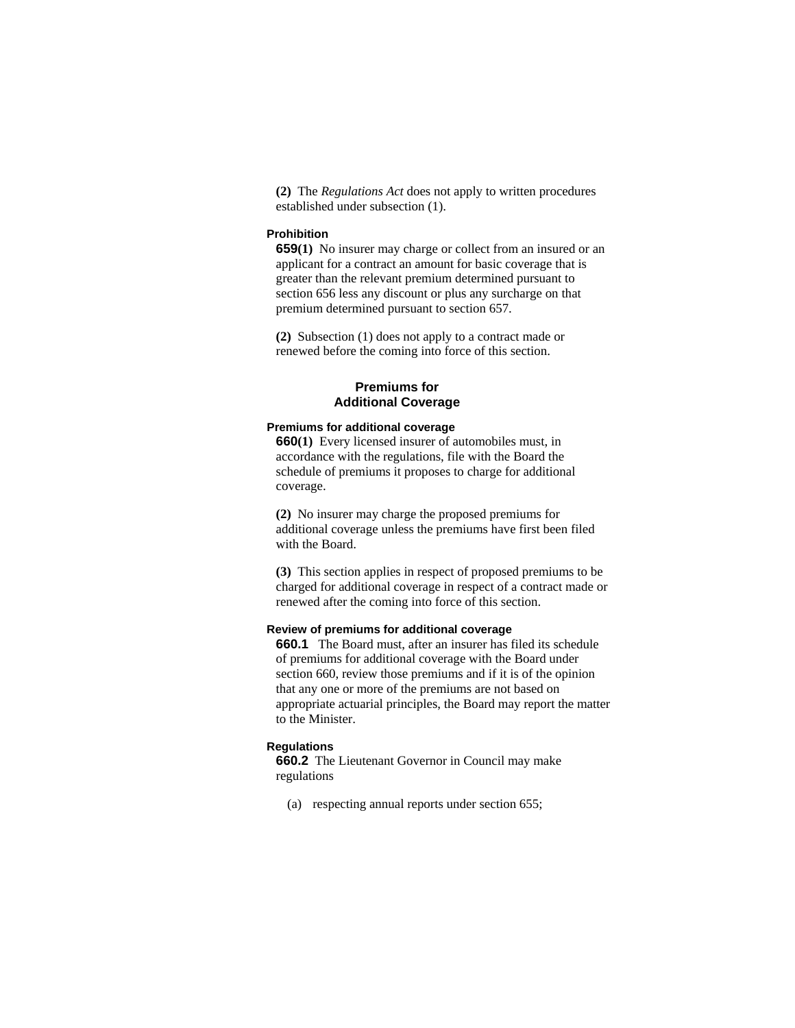**(2)** The *Regulations Act* does not apply to written procedures established under subsection (1).

**Prohibition**

**659(1)** No insurer may charge or collect from an insured or an applicant for a contract an amount for basic coverage that is greater than the relevant premium determined pursuant to section 656 less any discount or plus any surcharge on that premium determined pursuant to section 657.

**(2)** Subsection (1) does not apply to a contract made or renewed before the coming into force of this section.

## Premiums for Additional Coverage

**Premiums for additional coverage**

**660(1)** Every licensed insurer of automobiles must, in accordance with the regulations, file with the Board the schedule of premiums it proposes to charge for additional coverage.

**(2)** No insurer may charge the proposed premiums for additional coverage unless the premiums have first been filed with the Board.

**(3)** This section applies in respect of proposed premiums to be charged for additional coverage in respect of a contract made or renewed after the coming into force of this section.

**Review of premiums for additional coverage**

**660.1** The Board must, after an insurer has filed its schedule of premiums for additional coverage with the Board under section 660, review those premiums and if it is of the opinion that any one or more of the premiums are not based on appropriate actuarial principles, the Board may report the matter to the Minister.

**Regulations**

**660.2** The Lieutenant Governor in Council may make regulations

(a) respecting annual reports under section 655;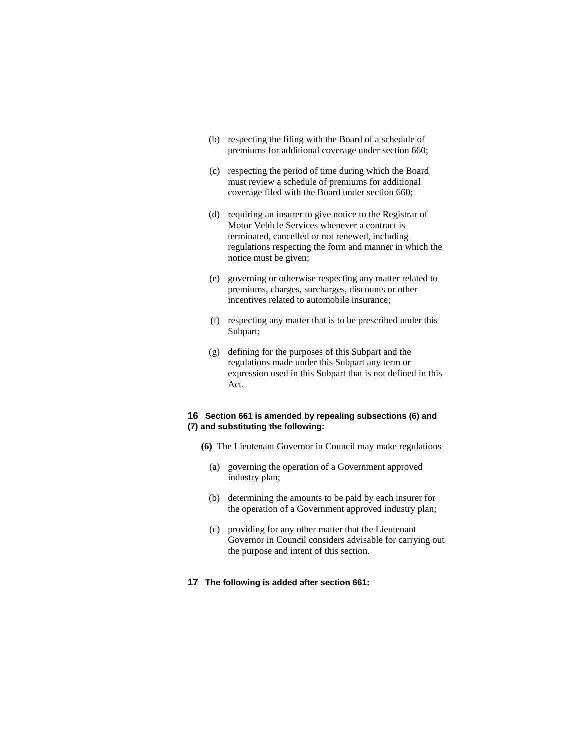(b) respecting the filing with the Board of a schedule of premiums for additional coverage under section 660;

(c) respecting the period of time during which the Board must review a schedule of premiums for additional coverage filed with the Board under section 660;

(d) requiring an insurer to give notice to the Registrar of Motor Vehicle Services whenever a contract is terminated, cancelled or not renewed, including regulations respecting the form and manner in which the notice must be given;

(e) governing or otherwise respecting any matter related to premiums, charges, surcharges, discounts or other incentives related to automobile insurance;

(f) respecting any matter that is to be prescribed under this Subpart;

(g) defining for the purposes of this Subpart and the regulations made under this Subpart any term or expression used in this Subpart that is not defined in this Act.

**16 Section 661 is amended by repealing subsections (6) and (7) and substituting the following:**

**(6)** The Lieutenant Governor in Council may make regulations

(a) governing the operation of a Government approved industry plan;

(b) determining the amounts to be paid by each insurer for the operation of a Government approved industry plan;

(c) providing for any other matter that the Lieutenant Governor in Council considers advisable for carrying out the purpose and intent of this section.

**17 The following is added after section 661:**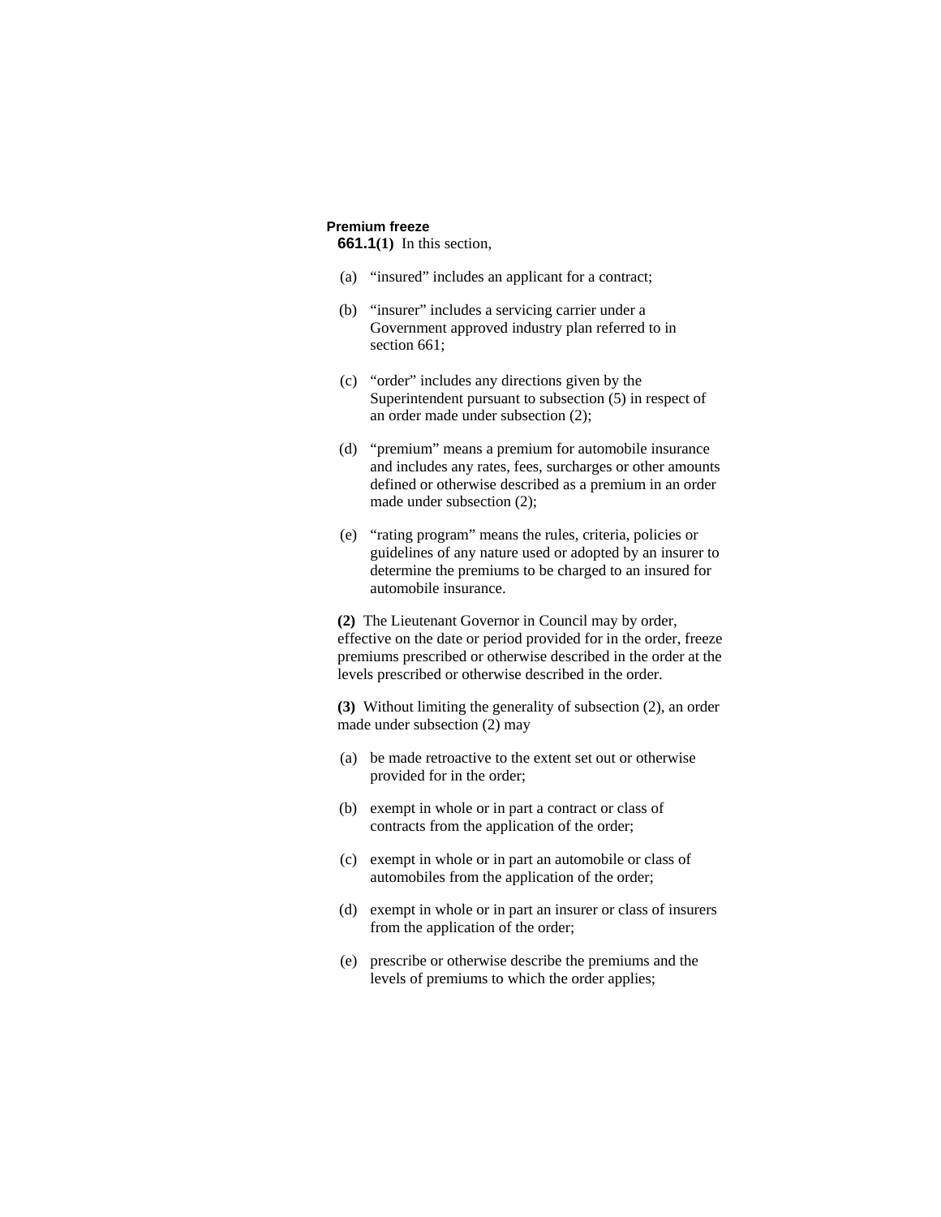**Premium freeze**

**661.1(1)** In this section,

(a) "insured" includes an applicant for a contract;

(b) "insurer" includes a servicing carrier under a Government approved industry plan referred to in section 661;

(c) "order" includes any directions given by the Superintendent pursuant to subsection (5) in respect of an order made under subsection (2);

(d) "premium" means a premium for automobile insurance and includes any rates, fees, surcharges or other amounts defined or otherwise described as a premium in an order made under subsection (2);

(e) "rating program" means the rules, criteria, policies or guidelines of any nature used or adopted by an insurer to determine the premiums to be charged to an insured for automobile insurance.

**(2)** The Lieutenant Governor in Council may by order, effective on the date or period provided for in the order, freeze premiums prescribed or otherwise described in the order at the levels prescribed or otherwise described in the order.

**(3)** Without limiting the generality of subsection (2), an order made under subsection (2) may

(a) be made retroactive to the extent set out or otherwise provided for in the order;

(b) exempt in whole or in part a contract or class of contracts from the application of the order;

(c) exempt in whole or in part an automobile or class of automobiles from the application of the order;

(d) exempt in whole or in part an insurer or class of insurers from the application of the order;

(e) prescribe or otherwise describe the premiums and the levels of premiums to which the order applies;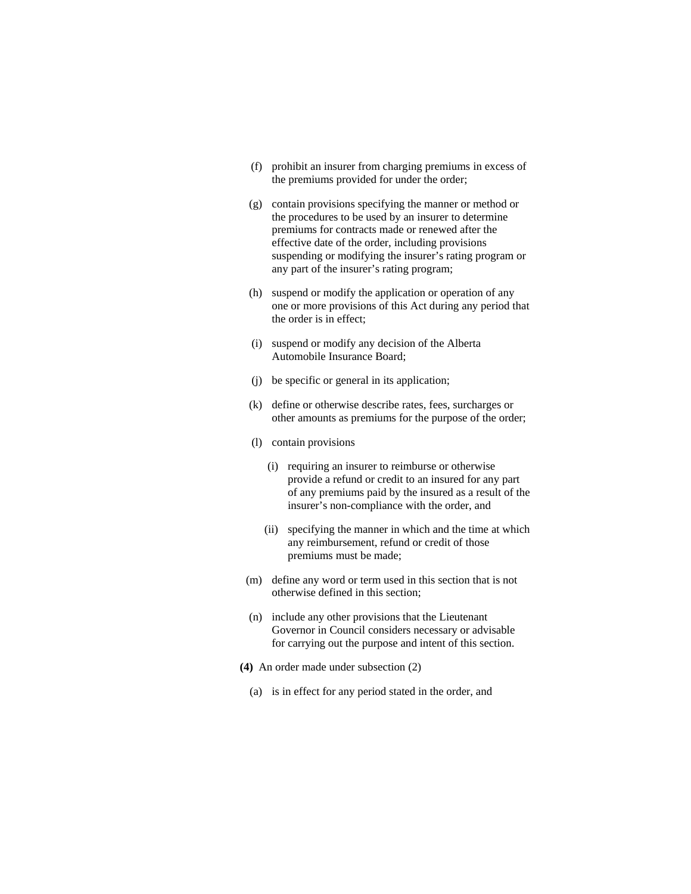(f) prohibit an insurer from charging premiums in excess of the premiums provided for under the order;

(g) contain provisions specifying the manner or method or the procedures to be used by an insurer to determine premiums for contracts made or renewed after the effective date of the order, including provisions suspending or modifying the insurer's rating program or any part of the insurer's rating program;

(h) suspend or modify the application or operation of any one or more provisions of this Act during any period that the order is in effect;

(i) suspend or modify any decision of the Alberta Automobile Insurance Board;

(j) be specific or general in its application;

(k) define or otherwise describe rates, fees, surcharges or other amounts as premiums for the purpose of the order;

(l) contain provisions

  (i) requiring an insurer to reimburse or otherwise provide a refund or credit to an insured for any part of any premiums paid by the insured as a result of the insurer's non-compliance with the order, and

  (ii) specifying the manner in which and the time at which any reimbursement, refund or credit of those premiums must be made;

(m) define any word or term used in this section that is not otherwise defined in this section;

(n) include any other provisions that the Lieutenant Governor in Council considers necessary or advisable for carrying out the purpose and intent of this section.

**(4)** An order made under subsection (2)

(a) is in effect for any period stated in the order, and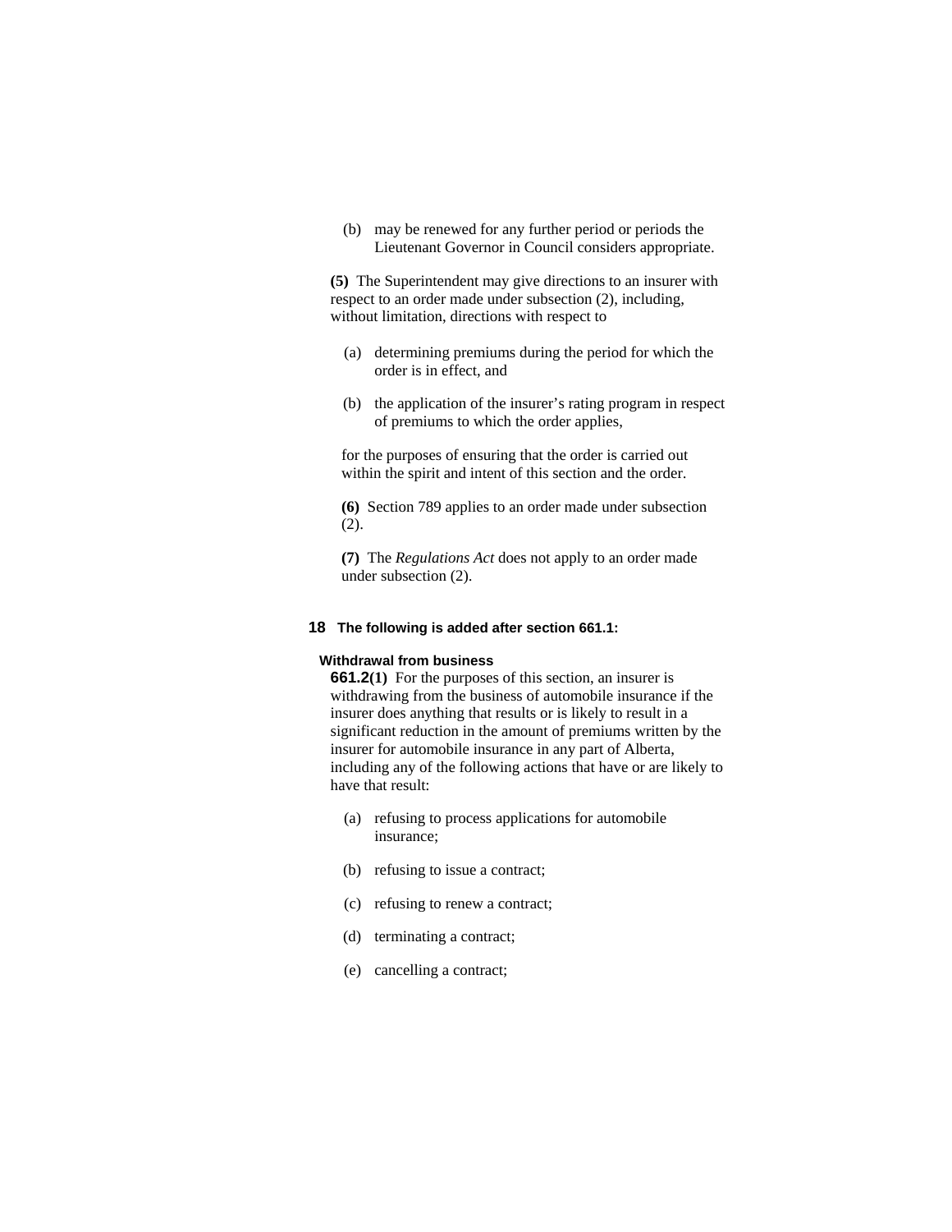(b) may be renewed for any further period or periods the Lieutenant Governor in Council considers appropriate.

**(5)** The Superintendent may give directions to an insurer with respect to an order made under subsection (2), including, without limitation, directions with respect to

(a) determining premiums during the period for which the order is in effect, and

(b) the application of the insurer's rating program in respect of premiums to which the order applies,

for the purposes of ensuring that the order is carried out within the spirit and intent of this section and the order.

**(6)** Section 789 applies to an order made under subsection (2).

**(7)** The *Regulations Act* does not apply to an order made under subsection (2).

**18 The following is added after section 661.1:**

**Withdrawal from business**

**661.2(1)** For the purposes of this section, an insurer is withdrawing from the business of automobile insurance if the insurer does anything that results or is likely to result in a significant reduction in the amount of premiums written by the insurer for automobile insurance in any part of Alberta, including any of the following actions that have or are likely to have that result:

(a) refusing to process applications for automobile insurance;

(b) refusing to issue a contract;

(c) refusing to renew a contract;

(d) terminating a contract;

(e) cancelling a contract;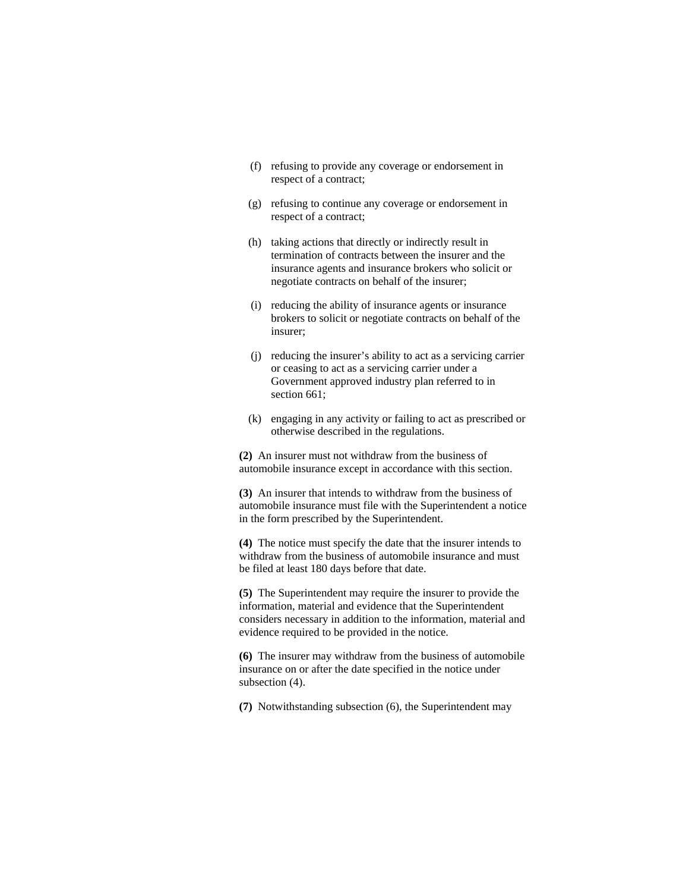(f) refusing to provide any coverage or endorsement in respect of a contract;

(g) refusing to continue any coverage or endorsement in respect of a contract;

(h) taking actions that directly or indirectly result in termination of contracts between the insurer and the insurance agents and insurance brokers who solicit or negotiate contracts on behalf of the insurer;

(i) reducing the ability of insurance agents or insurance brokers to solicit or negotiate contracts on behalf of the insurer;

(j) reducing the insurer's ability to act as a servicing carrier or ceasing to act as a servicing carrier under a Government approved industry plan referred to in section 661;

(k) engaging in any activity or failing to act as prescribed or otherwise described in the regulations.

**(2)** An insurer must not withdraw from the business of automobile insurance except in accordance with this section.

**(3)** An insurer that intends to withdraw from the business of automobile insurance must file with the Superintendent a notice in the form prescribed by the Superintendent.

**(4)** The notice must specify the date that the insurer intends to withdraw from the business of automobile insurance and must be filed at least 180 days before that date.

**(5)** The Superintendent may require the insurer to provide the information, material and evidence that the Superintendent considers necessary in addition to the information, material and evidence required to be provided in the notice.

**(6)** The insurer may withdraw from the business of automobile insurance on or after the date specified in the notice under subsection (4).

**(7)** Notwithstanding subsection (6), the Superintendent may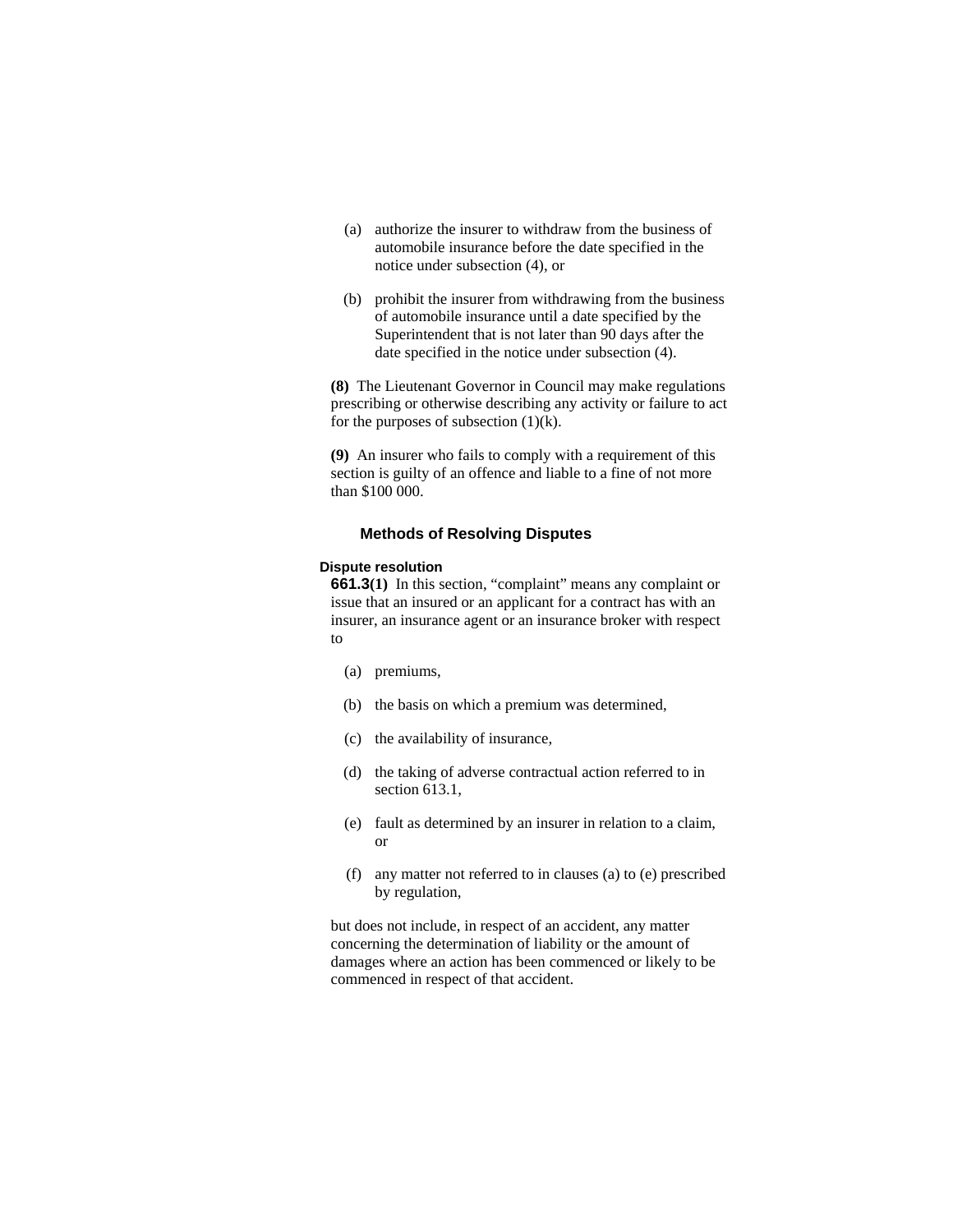(a) authorize the insurer to withdraw from the business of automobile insurance before the date specified in the notice under subsection (4), or

(b) prohibit the insurer from withdrawing from the business of automobile insurance until a date specified by the Superintendent that is not later than 90 days after the date specified in the notice under subsection (4).

**(8)** The Lieutenant Governor in Council may make regulations prescribing or otherwise describing any activity or failure to act for the purposes of subsection (1)(k).

**(9)** An insurer who fails to comply with a requirement of this section is guilty of an offence and liable to a fine of not more than $100 000.

## Methods of Resolving Disputes

**Dispute resolution**

**661.3(1)** In this section, “complaint” means any complaint or issue that an insured or an applicant for a contract has with an insurer, an insurance agent or an insurance broker with respect to

(a) premiums,

(b) the basis on which a premium was determined,

(c) the availability of insurance,

(d) the taking of adverse contractual action referred to in section 613.1,

(e) fault as determined by an insurer in relation to a claim, or

(f) any matter not referred to in clauses (a) to (e) prescribed by regulation,

but does not include, in respect of an accident, any matter concerning the determination of liability or the amount of damages where an action has been commenced or likely to be commenced in respect of that accident.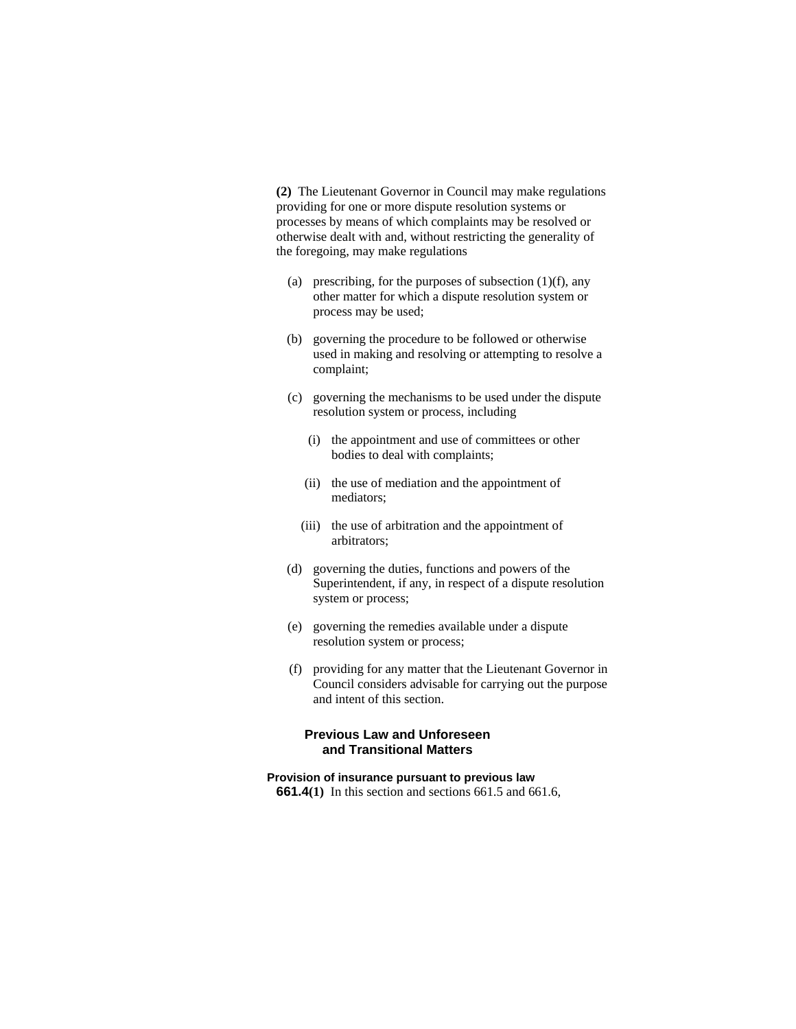**(2)** The Lieutenant Governor in Council may make regulations providing for one or more dispute resolution systems or processes by means of which complaints may be resolved or otherwise dealt with and, without restricting the generality of the foregoing, may make regulations

(a) prescribing, for the purposes of subsection (1)(f), any other matter for which a dispute resolution system or process may be used;

(b) governing the procedure to be followed or otherwise used in making and resolving or attempting to resolve a complaint;

(c) governing the mechanisms to be used under the dispute resolution system or process, including

(i) the appointment and use of committees or other bodies to deal with complaints;

(ii) the use of mediation and the appointment of mediators;

(iii) the use of arbitration and the appointment of arbitrators;

(d) governing the duties, functions and powers of the Superintendent, if any, in respect of a dispute resolution system or process;

(e) governing the remedies available under a dispute resolution system or process;

(f) providing for any matter that the Lieutenant Governor in Council considers advisable for carrying out the purpose and intent of this section.

## Previous Law and Unforeseen and Transitional Matters

**Provision of insurance pursuant to previous law**

**661.4(1)** In this section and sections 661.5 and 661.6,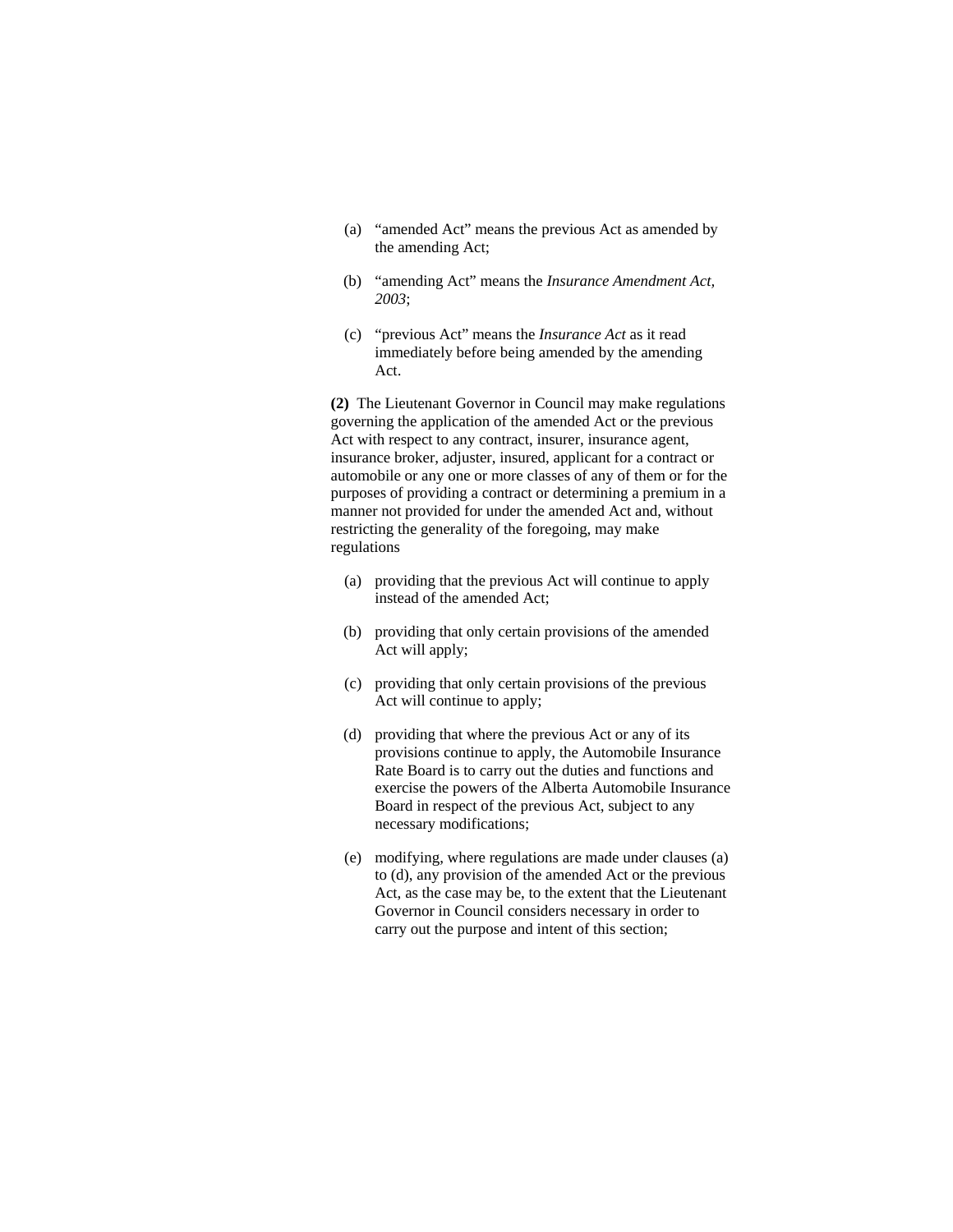(a) "amended Act" means the previous Act as amended by the amending Act;

(b) "amending Act" means the *Insurance Amendment Act, 2003*;

(c) "previous Act" means the *Insurance Act* as it read immediately before being amended by the amending Act.

**(2)** The Lieutenant Governor in Council may make regulations governing the application of the amended Act or the previous Act with respect to any contract, insurer, insurance agent, insurance broker, adjuster, insured, applicant for a contract or automobile or any one or more classes of any of them or for the purposes of providing a contract or determining a premium in a manner not provided for under the amended Act and, without restricting the generality of the foregoing, may make regulations

(a) providing that the previous Act will continue to apply instead of the amended Act;

(b) providing that only certain provisions of the amended Act will apply;

(c) providing that only certain provisions of the previous Act will continue to apply;

(d) providing that where the previous Act or any of its provisions continue to apply, the Automobile Insurance Rate Board is to carry out the duties and functions and exercise the powers of the Alberta Automobile Insurance Board in respect of the previous Act, subject to any necessary modifications;

(e) modifying, where regulations are made under clauses (a) to (d), any provision of the amended Act or the previous Act, as the case may be, to the extent that the Lieutenant Governor in Council considers necessary in order to carry out the purpose and intent of this section;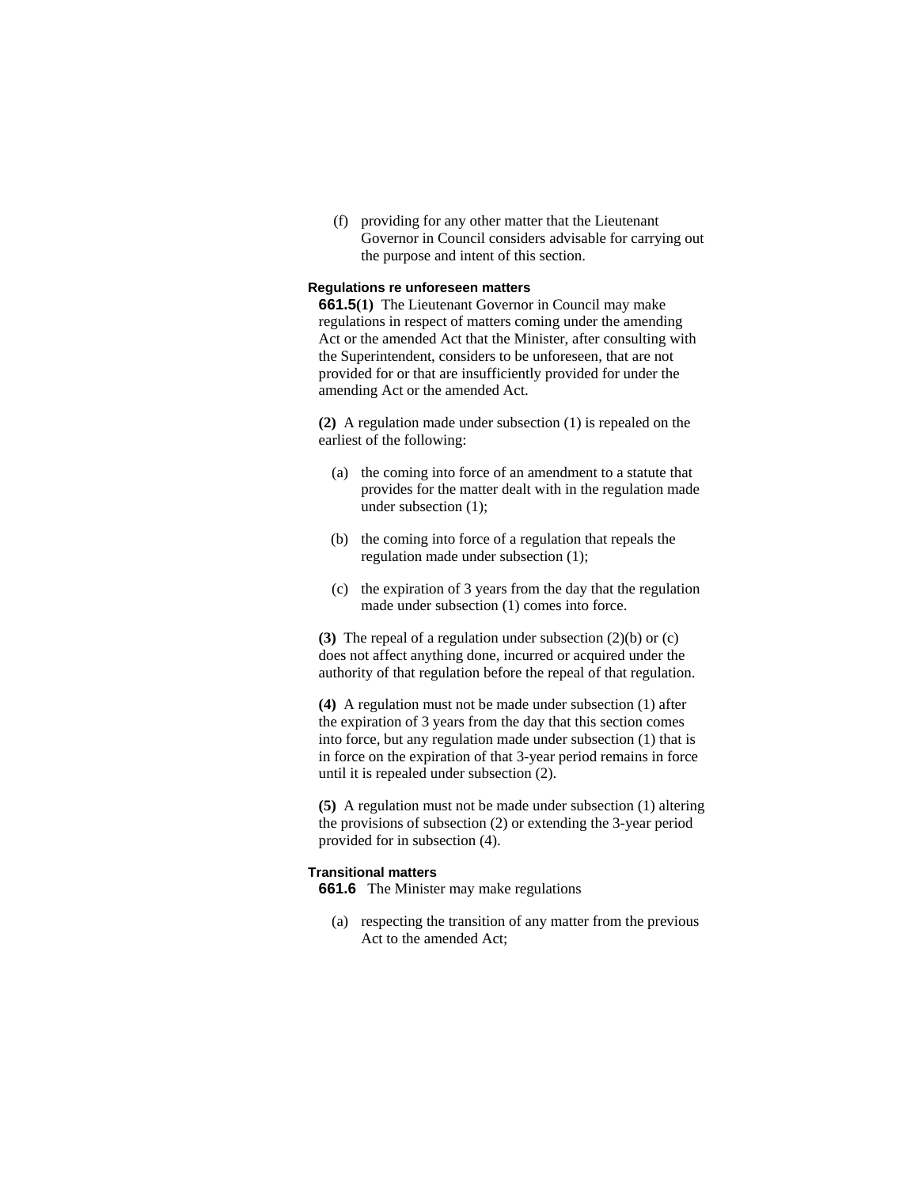(f) providing for any other matter that the Lieutenant Governor in Council considers advisable for carrying out the purpose and intent of this section.

**Regulations re unforeseen matters**

**661.5(1)** The Lieutenant Governor in Council may make regulations in respect of matters coming under the amending Act or the amended Act that the Minister, after consulting with the Superintendent, considers to be unforeseen, that are not provided for or that are insufficiently provided for under the amending Act or the amended Act.

**(2)** A regulation made under subsection (1) is repealed on the earliest of the following:

(a) the coming into force of an amendment to a statute that provides for the matter dealt with in the regulation made under subsection (1);

(b) the coming into force of a regulation that repeals the regulation made under subsection (1);

(c) the expiration of 3 years from the day that the regulation made under subsection (1) comes into force.

**(3)** The repeal of a regulation under subsection (2)(b) or (c) does not affect anything done, incurred or acquired under the authority of that regulation before the repeal of that regulation.

**(4)** A regulation must not be made under subsection (1) after the expiration of 3 years from the day that this section comes into force, but any regulation made under subsection (1) that is in force on the expiration of that 3-year period remains in force until it is repealed under subsection (2).

**(5)** A regulation must not be made under subsection (1) altering the provisions of subsection (2) or extending the 3-year period provided for in subsection (4).

**Transitional matters**

**661.6** The Minister may make regulations

(a) respecting the transition of any matter from the previous Act to the amended Act;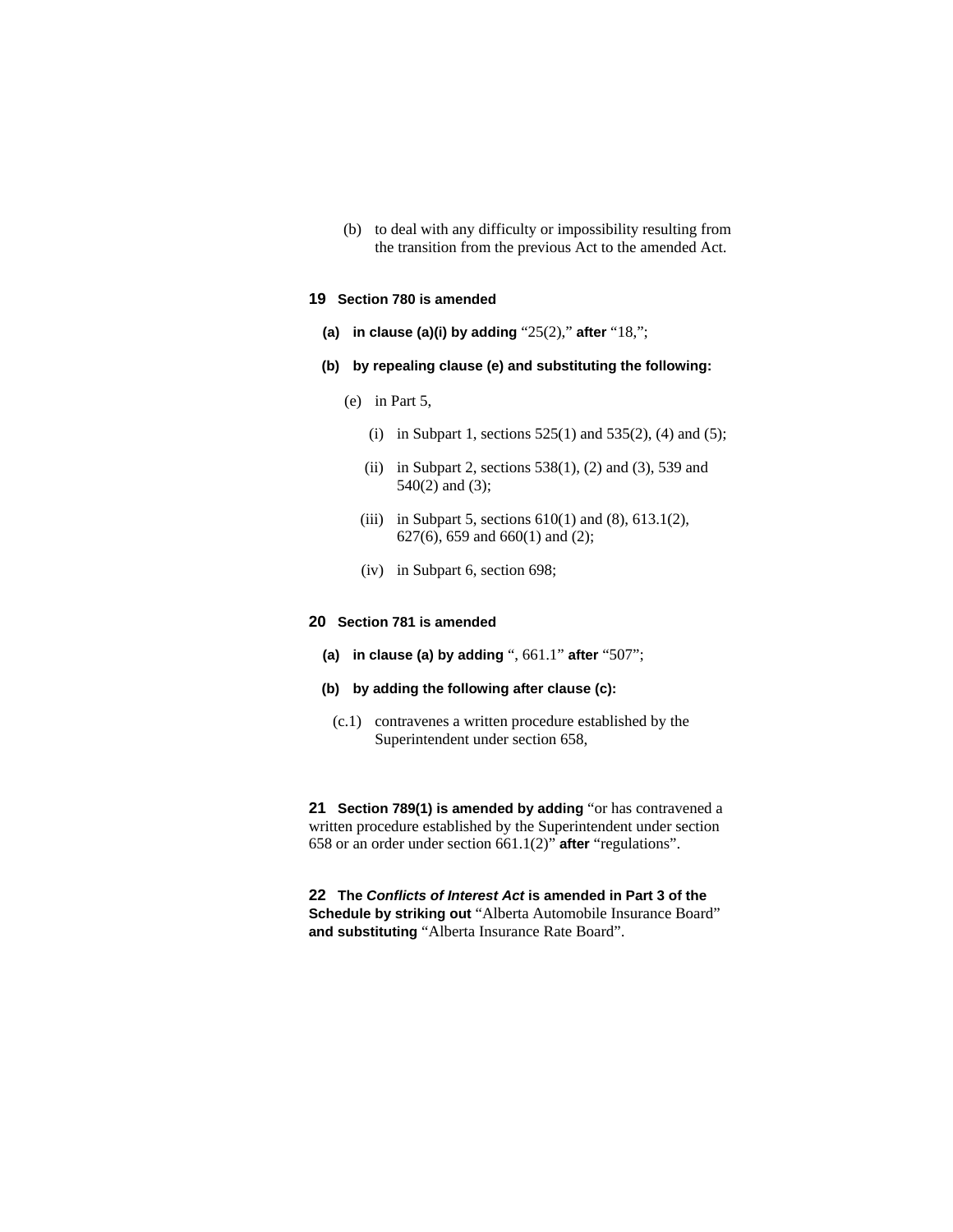(b) to deal with any difficulty or impossibility resulting from the transition from the previous Act to the amended Act.

**19 Section 780 is amended**

**(a) in clause (a)(i) by adding** "25(2)," **after** "18,";

**(b) by repealing clause (e) and substituting the following:**

(e) in Part 5,

(i) in Subpart 1, sections 525(1) and 535(2), (4) and (5);

(ii) in Subpart 2, sections 538(1), (2) and (3), 539 and 540(2) and (3);

(iii) in Subpart 5, sections 610(1) and (8), 613.1(2), 627(6), 659 and 660(1) and (2);

(iv) in Subpart 6, section 698;

**20 Section 781 is amended**

**(a) in clause (a) by adding** ", 661.1" **after** "507";

**(b) by adding the following after clause (c):**

(c.1) contravenes a written procedure established by the Superintendent under section 658,

**21 Section 789(1) is amended by adding** "or has contravened a written procedure established by the Superintendent under section 658 or an order under section 661.1(2)" **after** "regulations".

**22 The *Conflicts of Interest Act* is amended in Part 3 of the Schedule by striking out** "Alberta Automobile Insurance Board" **and substituting** "Alberta Insurance Rate Board".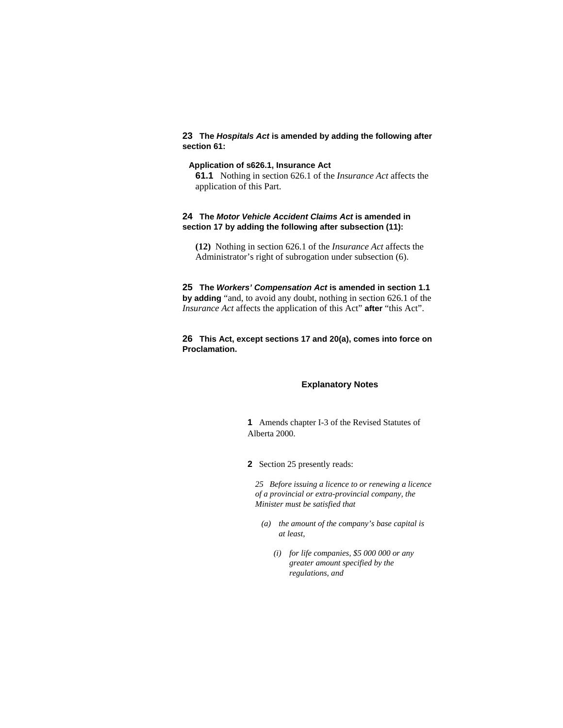**23** **The *Hospitals Act* is amended by adding the following after section 61:**

**Application of s626.1, Insurance Act**

**61.1** Nothing in section 626.1 of the *Insurance Act* affects the application of this Part.

**24** **The *Motor Vehicle Accident Claims Act* is amended in section 17 by adding the following after subsection (11):**

**(12)** Nothing in section 626.1 of the *Insurance Act* affects the Administrator's right of subrogation under subsection (6).

**25** **The *Workers' Compensation Act* is amended in section 1.1 by adding** "and, to avoid any doubt, nothing in section 626.1 of the *Insurance Act* affects the application of this Act" **after** "this Act".

**26** **This Act, except sections 17 and 20(a), comes into force on Proclamation.**

## Explanatory Notes

**1** Amends chapter I-3 of the Revised Statutes of Alberta 2000.

**2** Section 25 presently reads:

*25 Before issuing a licence to or renewing a licence of a provincial or extra-provincial company, the Minister must be satisfied that*

*(a) the amount of the company's base capital is at least,*

*(i) for life companies, $5 000 000 or any greater amount specified by the regulations, and*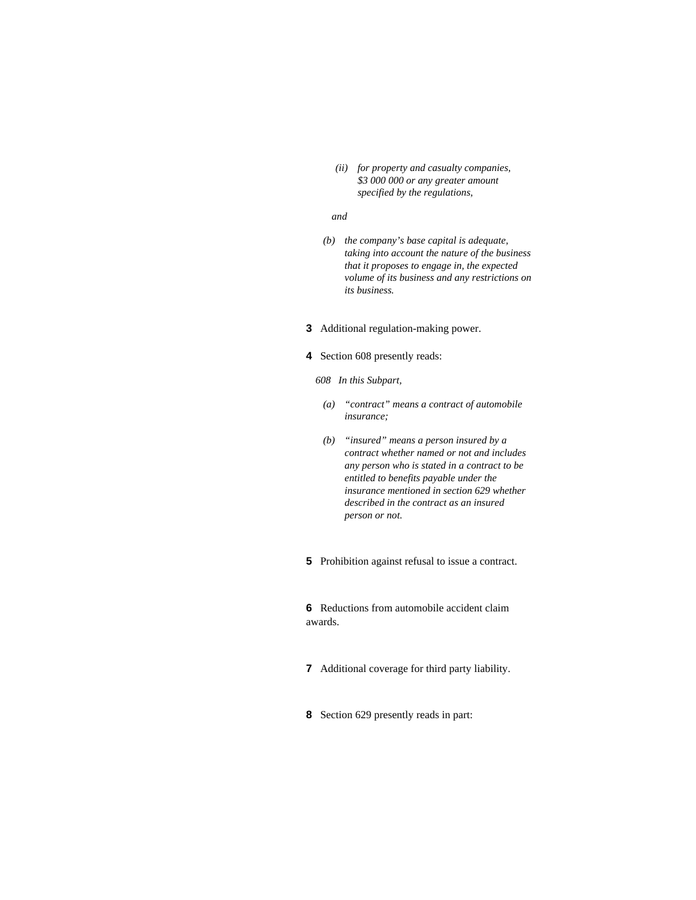*(ii) for property and casualty companies, $3 000 000 or any greater amount specified by the regulations,*

*and*

*(b) the company's base capital is adequate, taking into account the nature of the business that it proposes to engage in, the expected volume of its business and any restrictions on its business.*

**3** Additional regulation-making power.

**4** Section 608 presently reads:

*608 In this Subpart,*

*(a) "contract" means a contract of automobile insurance;*

*(b) "insured" means a person insured by a contract whether named or not and includes any person who is stated in a contract to be entitled to benefits payable under the insurance mentioned in section 629 whether described in the contract as an insured person or not.*

**5** Prohibition against refusal to issue a contract.

**6** Reductions from automobile accident claim awards.

**7** Additional coverage for third party liability.

**8** Section 629 presently reads in part: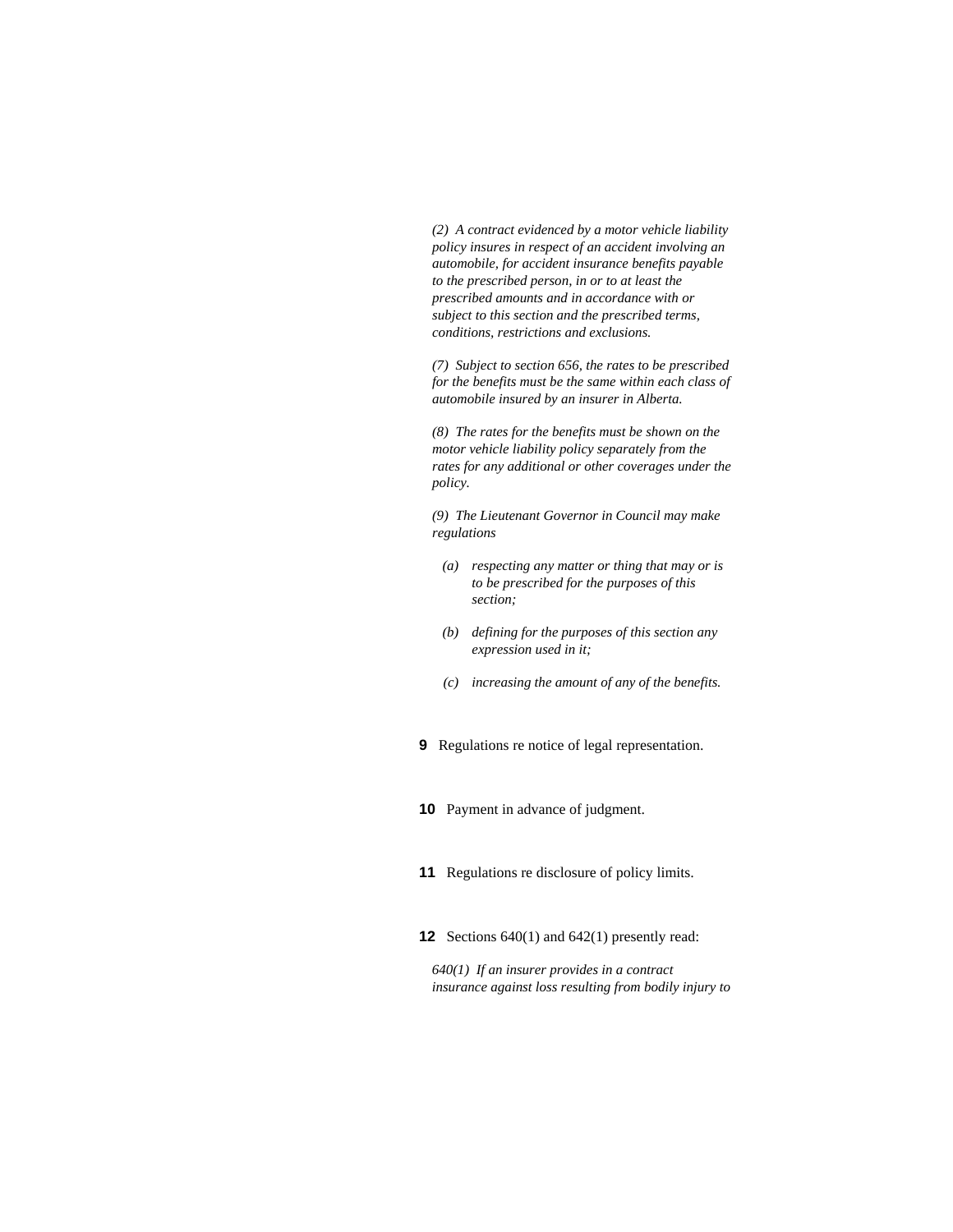*(2) A contract evidenced by a motor vehicle liability policy insures in respect of an accident involving an automobile, for accident insurance benefits payable to the prescribed person, in or to at least the prescribed amounts and in accordance with or subject to this section and the prescribed terms, conditions, restrictions and exclusions.*

*(7) Subject to section 656, the rates to be prescribed for the benefits must be the same within each class of automobile insured by an insurer in Alberta.*

*(8) The rates for the benefits must be shown on the motor vehicle liability policy separately from the rates for any additional or other coverages under the policy.*

*(9) The Lieutenant Governor in Council may make regulations*

- *(a) respecting any matter or thing that may or is to be prescribed for the purposes of this section;*
- *(b) defining for the purposes of this section any expression used in it;*
- *(c) increasing the amount of any of the benefits.*

**9** Regulations re notice of legal representation.

**10** Payment in advance of judgment.

**11** Regulations re disclosure of policy limits.

**12** Sections 640(1) and 642(1) presently read:

*640(1) If an insurer provides in a contract insurance against loss resulting from bodily injury to*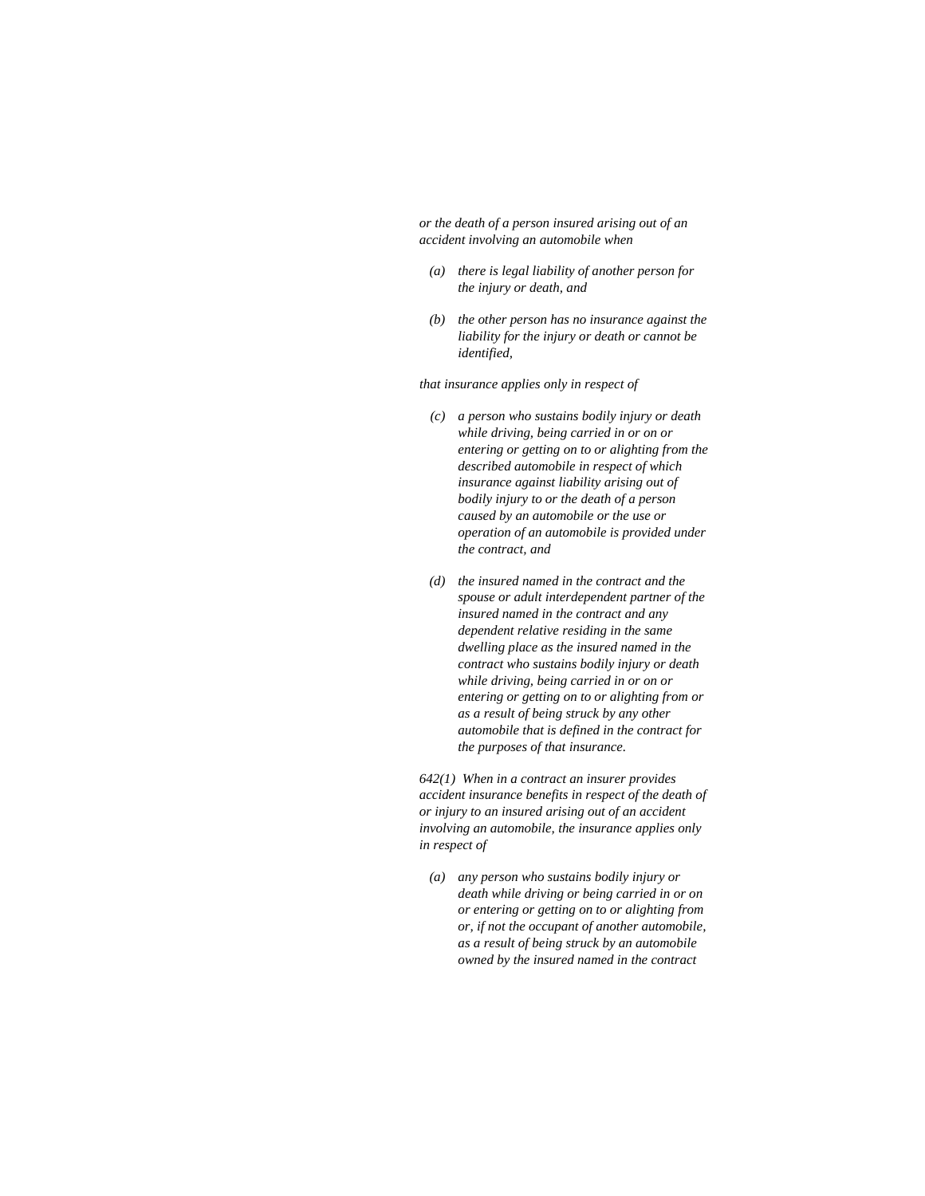*or the death of a person insured arising out of an accident involving an automobile when*

*(a) there is legal liability of another person for the injury or death, and*

*(b) the other person has no insurance against the liability for the injury or death or cannot be identified,*

*that insurance applies only in respect of*

*(c) a person who sustains bodily injury or death while driving, being carried in or on or entering or getting on to or alighting from the described automobile in respect of which insurance against liability arising out of bodily injury to or the death of a person caused by an automobile or the use or operation of an automobile is provided under the contract, and*

*(d) the insured named in the contract and the spouse or adult interdependent partner of the insured named in the contract and any dependent relative residing in the same dwelling place as the insured named in the contract who sustains bodily injury or death while driving, being carried in or on or entering or getting on to or alighting from or as a result of being struck by any other automobile that is defined in the contract for the purposes of that insurance.*

*642(1) When in a contract an insurer provides accident insurance benefits in respect of the death of or injury to an insured arising out of an accident involving an automobile, the insurance applies only in respect of*

*(a) any person who sustains bodily injury or death while driving or being carried in or on or entering or getting on to or alighting from or, if not the occupant of another automobile, as a result of being struck by an automobile owned by the insured named in the contract*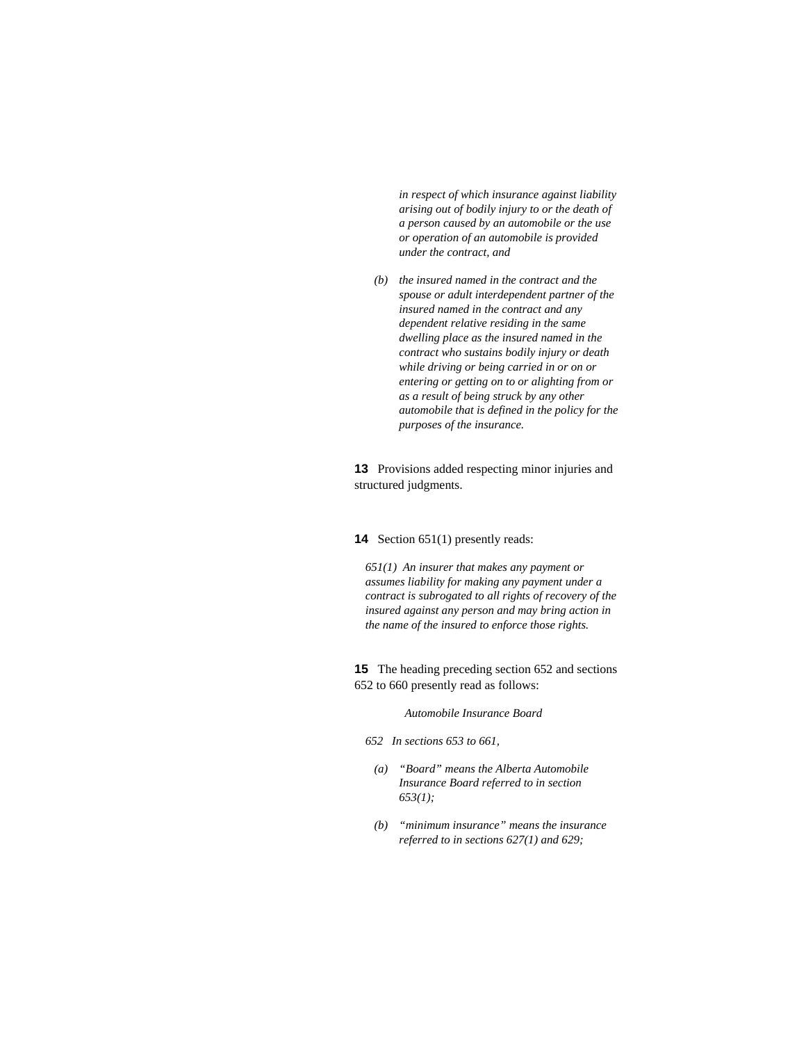*in respect of which insurance against liability arising out of bodily injury to or the death of a person caused by an automobile or the use or operation of an automobile is provided under the contract, and*

*(b) the insured named in the contract and the spouse or adult interdependent partner of the insured named in the contract and any dependent relative residing in the same dwelling place as the insured named in the contract who sustains bodily injury or death while driving or being carried in or on or entering or getting on to or alighting from or as a result of being struck by any other automobile that is defined in the policy for the purposes of the insurance.*

**13** Provisions added respecting minor injuries and structured judgments.

**14** Section 651(1) presently reads:

*651(1) An insurer that makes any payment or assumes liability for making any payment under a contract is subrogated to all rights of recovery of the insured against any person and may bring action in the name of the insured to enforce those rights.*

**15** The heading preceding section 652 and sections 652 to 660 presently read as follows:

*Automobile Insurance Board*

*652 In sections 653 to 661,*

*(a) "Board" means the Alberta Automobile Insurance Board referred to in section 653(1);*

*(b) "minimum insurance" means the insurance referred to in sections 627(1) and 629;*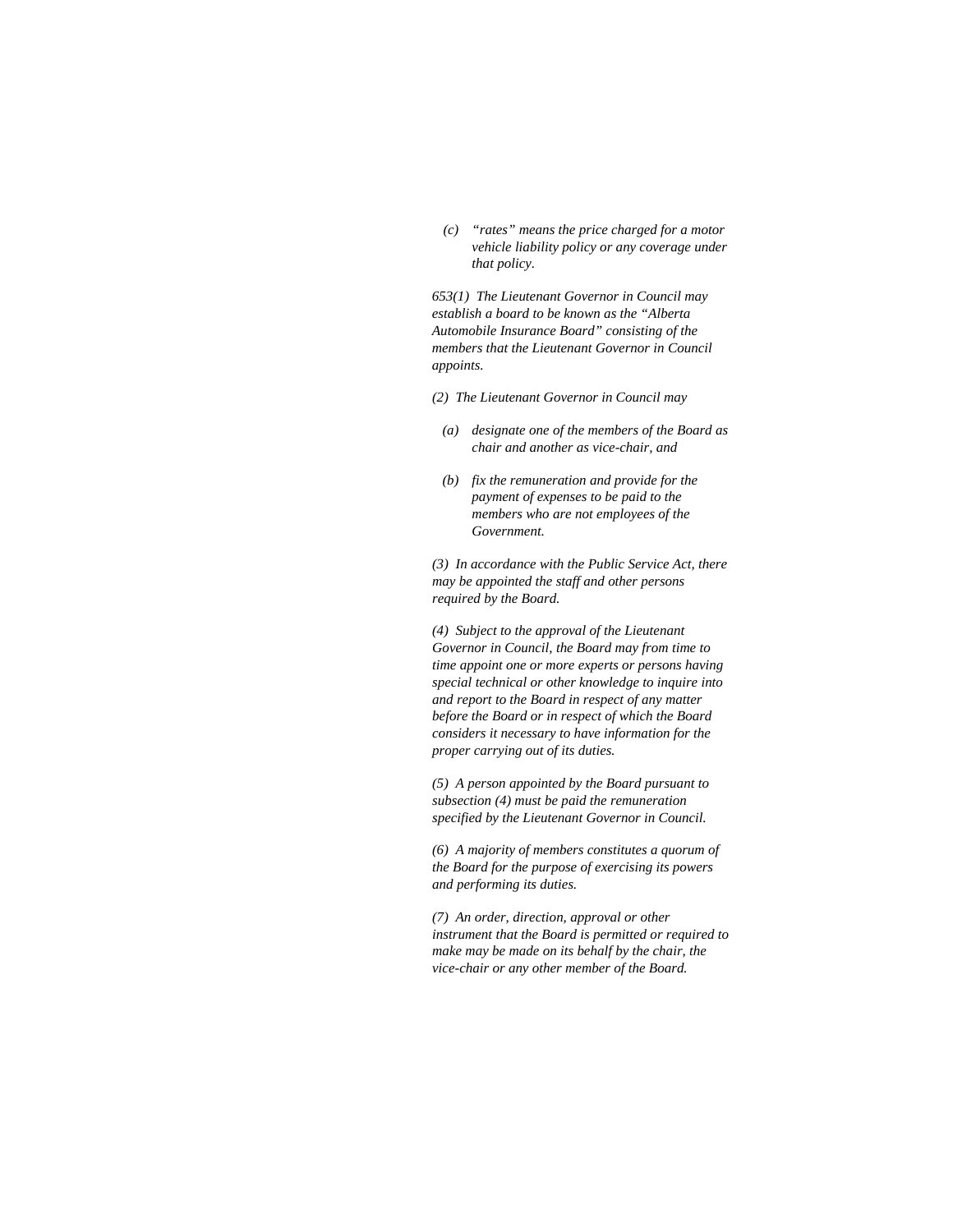*(c) "rates" means the price charged for a motor vehicle liability policy or any coverage under that policy.*

*653(1) The Lieutenant Governor in Council may establish a board to be known as the "Alberta Automobile Insurance Board" consisting of the members that the Lieutenant Governor in Council appoints.*

*(2) The Lieutenant Governor in Council may*

*(a) designate one of the members of the Board as chair and another as vice-chair, and*

*(b) fix the remuneration and provide for the payment of expenses to be paid to the members who are not employees of the Government.*

*(3) In accordance with the Public Service Act, there may be appointed the staff and other persons required by the Board.*

*(4) Subject to the approval of the Lieutenant Governor in Council, the Board may from time to time appoint one or more experts or persons having special technical or other knowledge to inquire into and report to the Board in respect of any matter before the Board or in respect of which the Board considers it necessary to have information for the proper carrying out of its duties.*

*(5) A person appointed by the Board pursuant to subsection (4) must be paid the remuneration specified by the Lieutenant Governor in Council.*

*(6) A majority of members constitutes a quorum of the Board for the purpose of exercising its powers and performing its duties.*

*(7) An order, direction, approval or other instrument that the Board is permitted or required to make may be made on its behalf by the chair, the vice-chair or any other member of the Board.*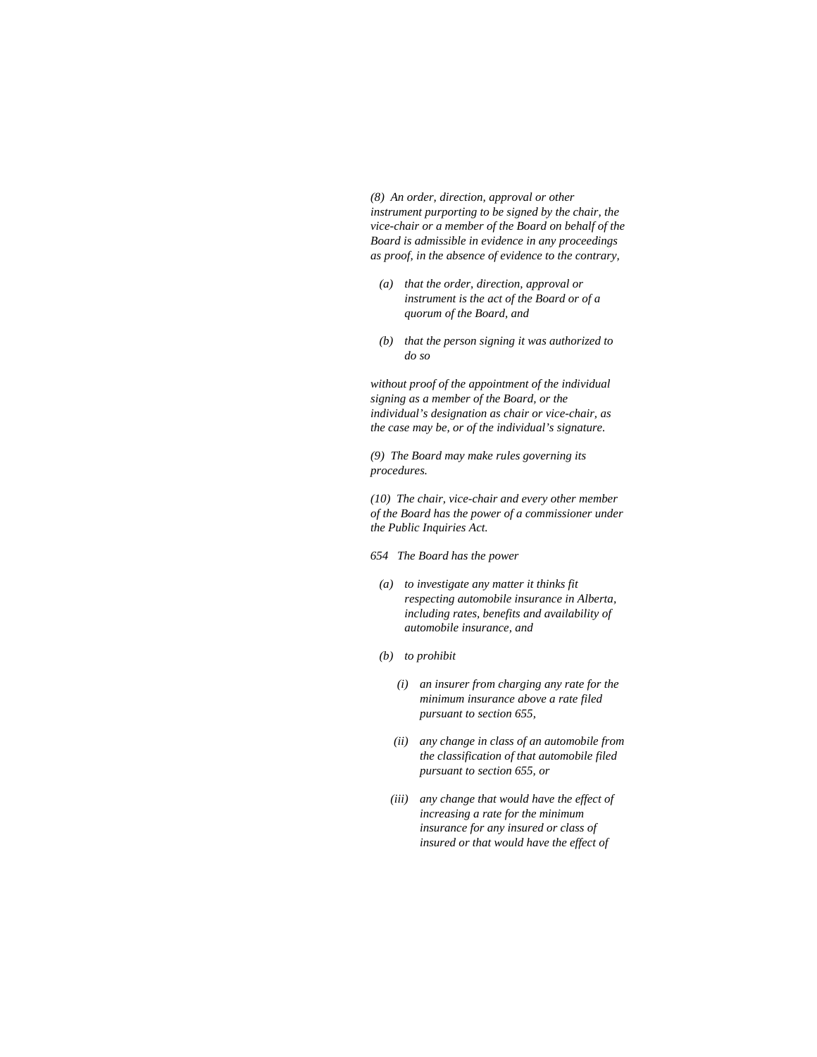*(8) An order, direction, approval or other instrument purporting to be signed by the chair, the vice-chair or a member of the Board on behalf of the Board is admissible in evidence in any proceedings as proof, in the absence of evidence to the contrary,*

- *(a) that the order, direction, approval or instrument is the act of the Board or of a quorum of the Board, and*
- *(b) that the person signing it was authorized to do so*

*without proof of the appointment of the individual signing as a member of the Board, or the individual's designation as chair or vice-chair, as the case may be, or of the individual's signature.*

*(9) The Board may make rules governing its procedures.*

*(10) The chair, vice-chair and every other member of the Board has the power of a commissioner under the Public Inquiries Act.*

*654 The Board has the power*

- *(a) to investigate any matter it thinks fit respecting automobile insurance in Alberta, including rates, benefits and availability of automobile insurance, and*
- *(b) to prohibit*
  - *(i) an insurer from charging any rate for the minimum insurance above a rate filed pursuant to section 655,*
  - *(ii) any change in class of an automobile from the classification of that automobile filed pursuant to section 655, or*
  - *(iii) any change that would have the effect of increasing a rate for the minimum insurance for any insured or class of insured or that would have the effect of*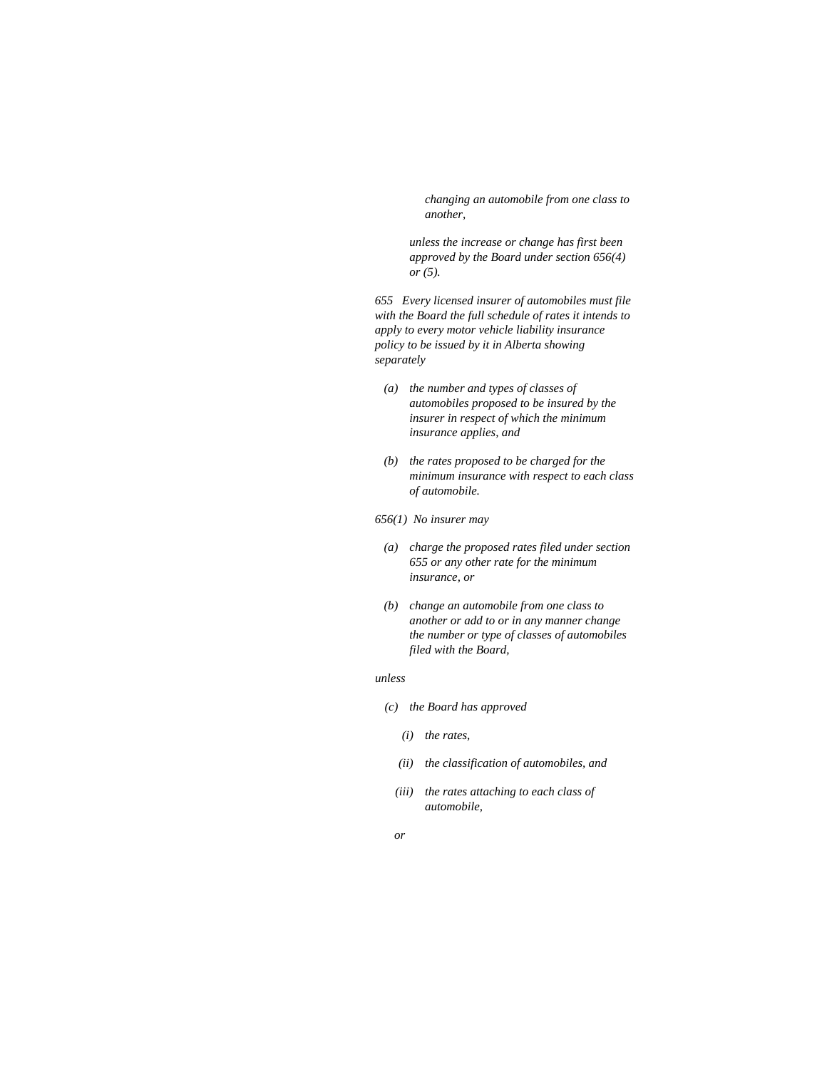*changing an automobile from one class to another,*

*unless the increase or change has first been approved by the Board under section 656(4) or (5).*

*655 Every licensed insurer of automobiles must file with the Board the full schedule of rates it intends to apply to every motor vehicle liability insurance policy to be issued by it in Alberta showing separately*

*(a) the number and types of classes of automobiles proposed to be insured by the insurer in respect of which the minimum insurance applies, and*

*(b) the rates proposed to be charged for the minimum insurance with respect to each class of automobile.*

*656(1) No insurer may*

*(a) charge the proposed rates filed under section 655 or any other rate for the minimum insurance, or*

*(b) change an automobile from one class to another or add to or in any manner change the number or type of classes of automobiles filed with the Board,*

*unless*

*(c) the Board has approved*

*(i) the rates,*

*(ii) the classification of automobiles, and*

*(iii) the rates attaching to each class of automobile,*

*or*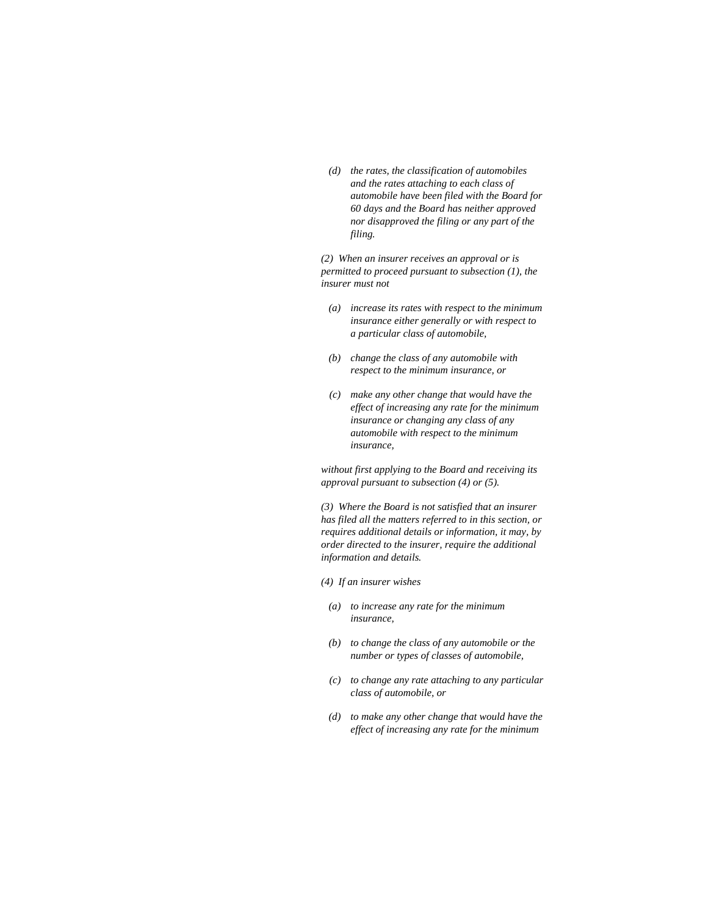*(d) the rates, the classification of automobiles and the rates attaching to each class of automobile have been filed with the Board for 60 days and the Board has neither approved nor disapproved the filing or any part of the filing.*

*(2) When an insurer receives an approval or is permitted to proceed pursuant to subsection (1), the insurer must not*

*(a) increase its rates with respect to the minimum insurance either generally or with respect to a particular class of automobile,*

*(b) change the class of any automobile with respect to the minimum insurance, or*

*(c) make any other change that would have the effect of increasing any rate for the minimum insurance or changing any class of any automobile with respect to the minimum insurance,*

*without first applying to the Board and receiving its approval pursuant to subsection (4) or (5).*

*(3) Where the Board is not satisfied that an insurer has filed all the matters referred to in this section, or requires additional details or information, it may, by order directed to the insurer, require the additional information and details.*

*(4) If an insurer wishes*

*(a) to increase any rate for the minimum insurance,*

*(b) to change the class of any automobile or the number or types of classes of automobile,*

*(c) to change any rate attaching to any particular class of automobile, or*

*(d) to make any other change that would have the effect of increasing any rate for the minimum*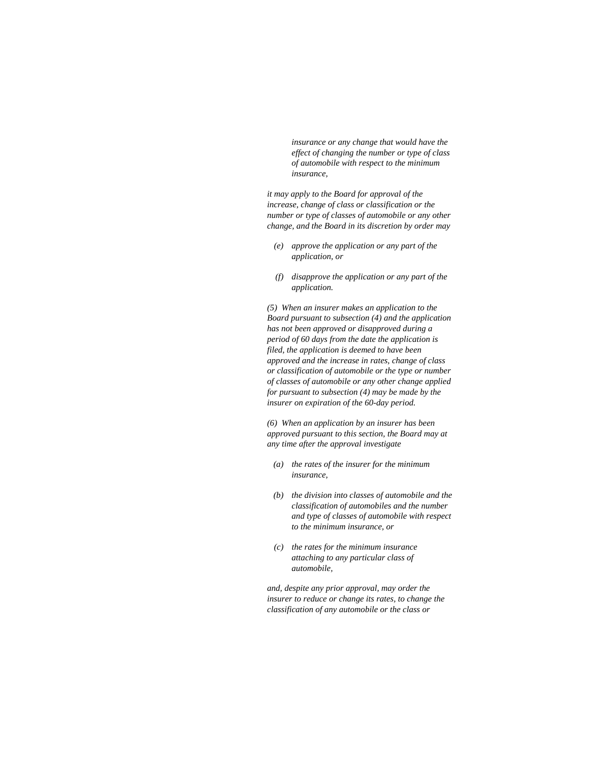*insurance or any change that would have the effect of changing the number or type of class of automobile with respect to the minimum insurance,*

*it may apply to the Board for approval of the increase, change of class or classification or the number or type of classes of automobile or any other change, and the Board in its discretion by order may*

*(e) approve the application or any part of the application, or*

*(f) disapprove the application or any part of the application.*

*(5) When an insurer makes an application to the Board pursuant to subsection (4) and the application has not been approved or disapproved during a period of 60 days from the date the application is filed, the application is deemed to have been approved and the increase in rates, change of class or classification of automobile or the type or number of classes of automobile or any other change applied for pursuant to subsection (4) may be made by the insurer on expiration of the 60-day period.*

*(6) When an application by an insurer has been approved pursuant to this section, the Board may at any time after the approval investigate*

*(a) the rates of the insurer for the minimum insurance,*

*(b) the division into classes of automobile and the classification of automobiles and the number and type of classes of automobile with respect to the minimum insurance, or*

*(c) the rates for the minimum insurance attaching to any particular class of automobile,*

*and, despite any prior approval, may order the insurer to reduce or change its rates, to change the classification of any automobile or the class or*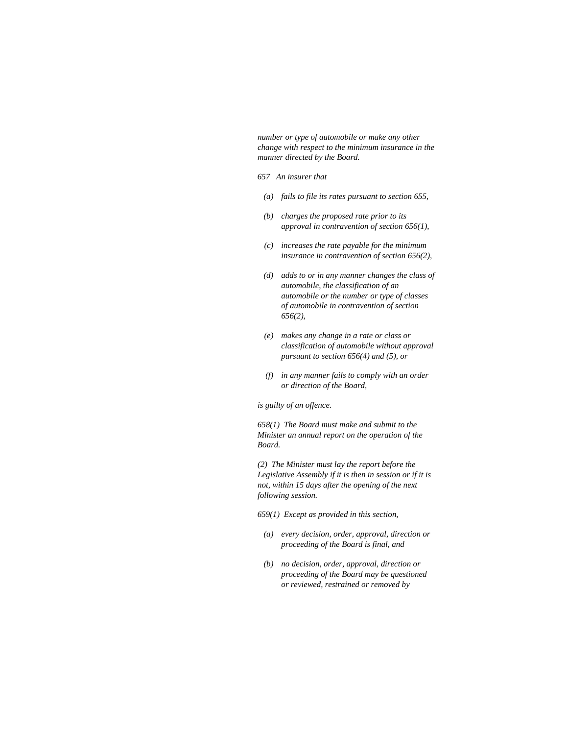*number or type of automobile or make any other change with respect to the minimum insurance in the manner directed by the Board.*

*657 An insurer that*

- *(a) fails to file its rates pursuant to section 655,*
- *(b) charges the proposed rate prior to its approval in contravention of section 656(1),*
- *(c) increases the rate payable for the minimum insurance in contravention of section 656(2),*
- *(d) adds to or in any manner changes the class of automobile, the classification of an automobile or the number or type of classes of automobile in contravention of section 656(2),*
- *(e) makes any change in a rate or class or classification of automobile without approval pursuant to section 656(4) and (5), or*
- *(f) in any manner fails to comply with an order or direction of the Board,*

*is guilty of an offence.*

*658(1) The Board must make and submit to the Minister an annual report on the operation of the Board.*

*(2) The Minister must lay the report before the Legislative Assembly if it is then in session or if it is not, within 15 days after the opening of the next following session.*

*659(1) Except as provided in this section,*

- *(a) every decision, order, approval, direction or proceeding of the Board is final, and*
- *(b) no decision, order, approval, direction or proceeding of the Board may be questioned or reviewed, restrained or removed by*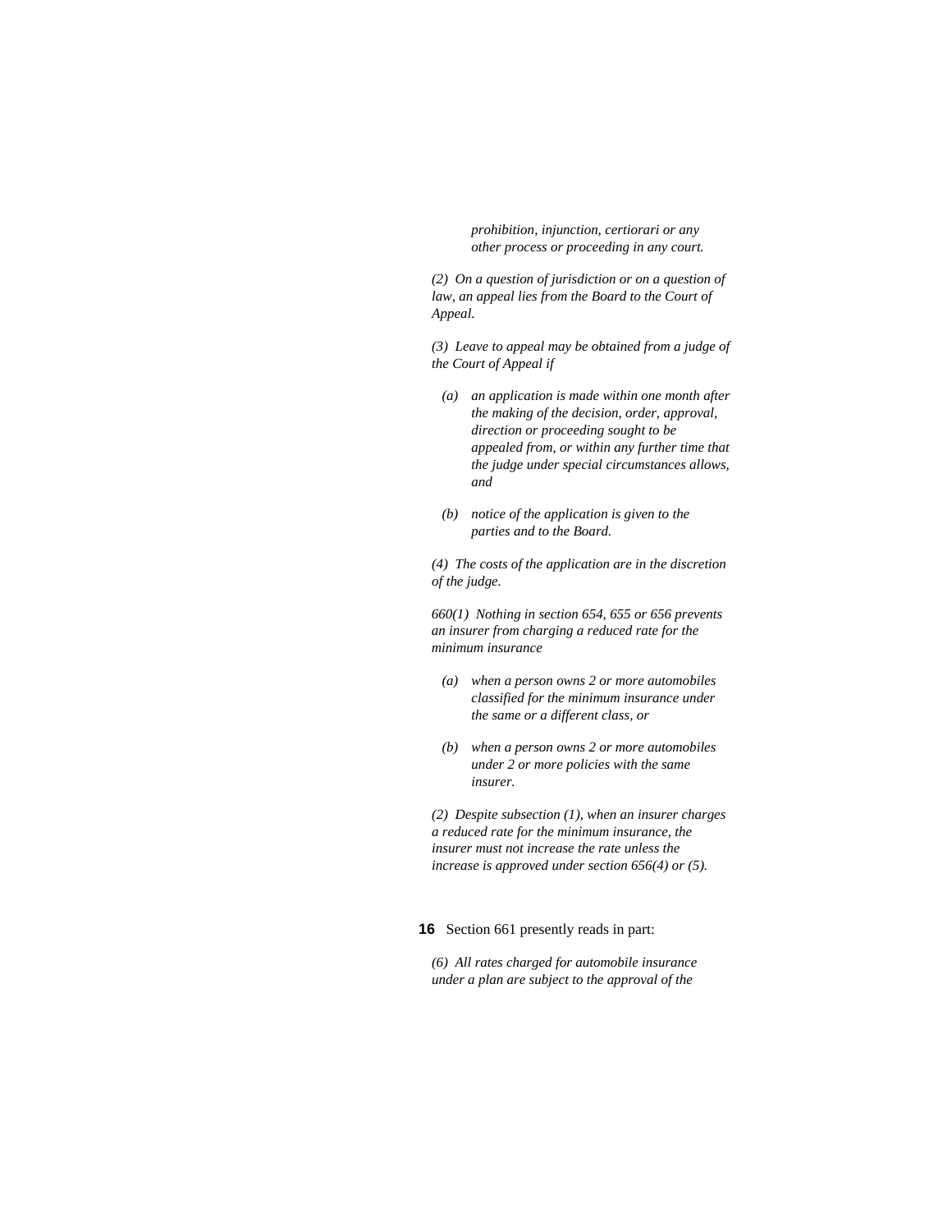*prohibition, injunction, certiorari or any other process or proceeding in any court.*

*(2) On a question of jurisdiction or on a question of law, an appeal lies from the Board to the Court of Appeal.*

*(3) Leave to appeal may be obtained from a judge of the Court of Appeal if*

- *(a) an application is made within one month after the making of the decision, order, approval, direction or proceeding sought to be appealed from, or within any further time that the judge under special circumstances allows, and*
- *(b) notice of the application is given to the parties and to the Board.*

*(4) The costs of the application are in the discretion of the judge.*

*660(1) Nothing in section 654, 655 or 656 prevents an insurer from charging a reduced rate for the minimum insurance*

- *(a) when a person owns 2 or more automobiles classified for the minimum insurance under the same or a different class, or*
- *(b) when a person owns 2 or more automobiles under 2 or more policies with the same insurer.*

*(2) Despite subsection (1), when an insurer charges a reduced rate for the minimum insurance, the insurer must not increase the rate unless the increase is approved under section 656(4) or (5).*

**16** Section 661 presently reads in part:

*(6) All rates charged for automobile insurance under a plan are subject to the approval of the*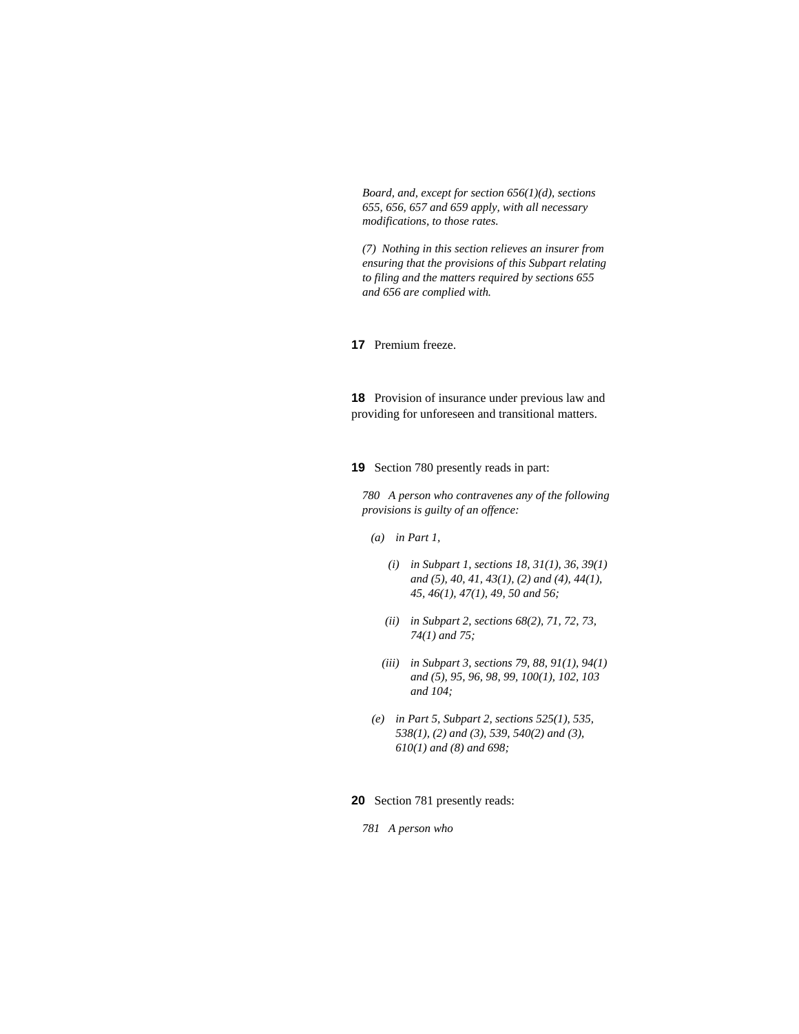*Board, and, except for section 656(1)(d), sections 655, 656, 657 and 659 apply, with all necessary modifications, to those rates.*

*(7) Nothing in this section relieves an insurer from ensuring that the provisions of this Subpart relating to filing and the matters required by sections 655 and 656 are complied with.*

**17** Premium freeze.

**18** Provision of insurance under previous law and providing for unforeseen and transitional matters.

**19** Section 780 presently reads in part:

*780 A person who contravenes any of the following provisions is guilty of an offence:*

*(a) in Part 1,*

*(i) in Subpart 1, sections 18, 31(1), 36, 39(1) and (5), 40, 41, 43(1), (2) and (4), 44(1), 45, 46(1), 47(1), 49, 50 and 56;*

*(ii) in Subpart 2, sections 68(2), 71, 72, 73, 74(1) and 75;*

*(iii) in Subpart 3, sections 79, 88, 91(1), 94(1) and (5), 95, 96, 98, 99, 100(1), 102, 103 and 104;*

*(e) in Part 5, Subpart 2, sections 525(1), 535, 538(1), (2) and (3), 539, 540(2) and (3), 610(1) and (8) and 698;*

**20** Section 781 presently reads:

*781 A person who*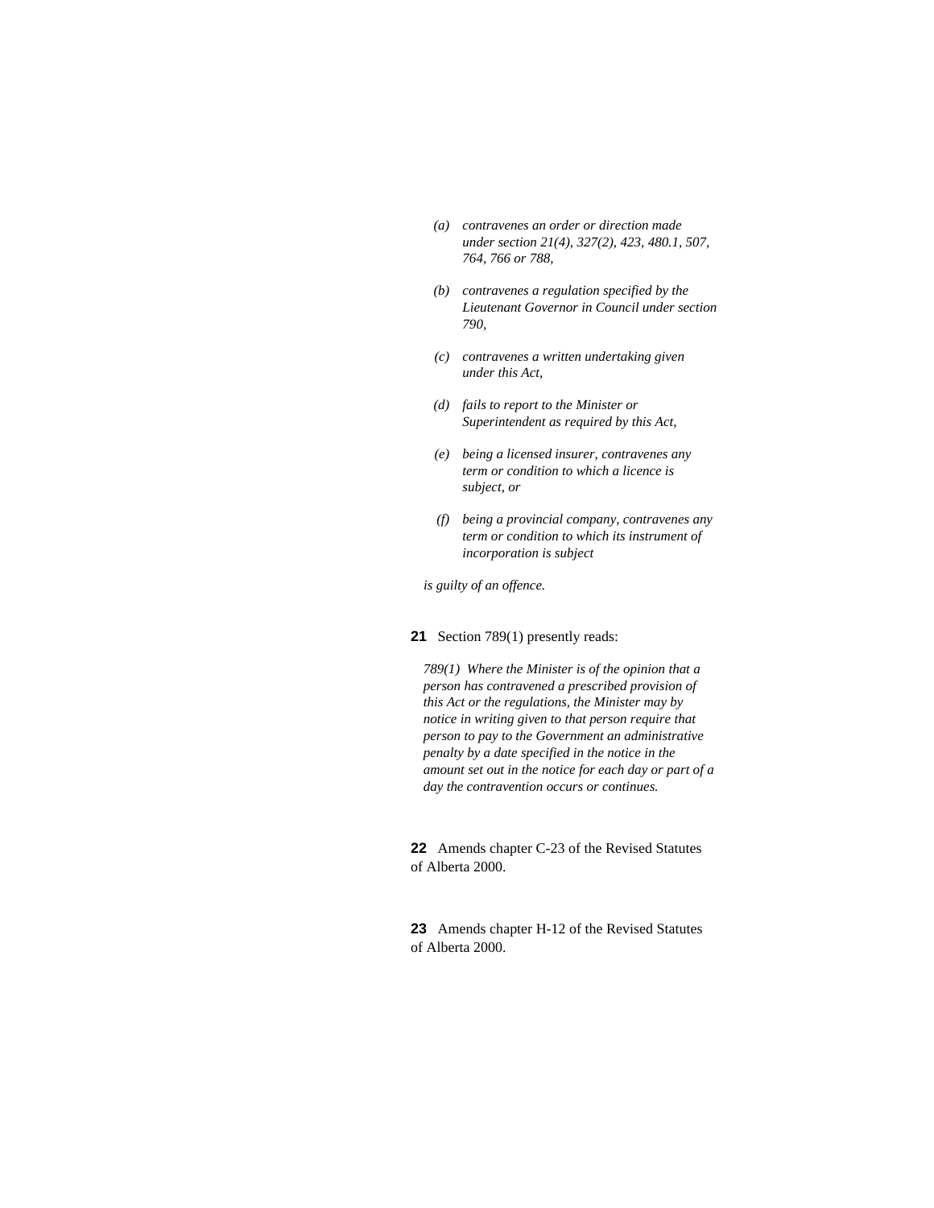*(a) contravenes an order or direction made under section 21(4), 327(2), 423, 480.1, 507, 764, 766 or 788,*

*(b) contravenes a regulation specified by the Lieutenant Governor in Council under section 790,*

*(c) contravenes a written undertaking given under this Act,*

*(d) fails to report to the Minister or Superintendent as required by this Act,*

*(e) being a licensed insurer, contravenes any term or condition to which a licence is subject, or*

*(f) being a provincial company, contravenes any term or condition to which its instrument of incorporation is subject*

*is guilty of an offence.*

**21** Section 789(1) presently reads:

*789(1) Where the Minister is of the opinion that a person has contravened a prescribed provision of this Act or the regulations, the Minister may by notice in writing given to that person require that person to pay to the Government an administrative penalty by a date specified in the notice in the amount set out in the notice for each day or part of a day the contravention occurs or continues.*

**22** Amends chapter C-23 of the Revised Statutes of Alberta 2000.

**23** Amends chapter H-12 of the Revised Statutes of Alberta 2000.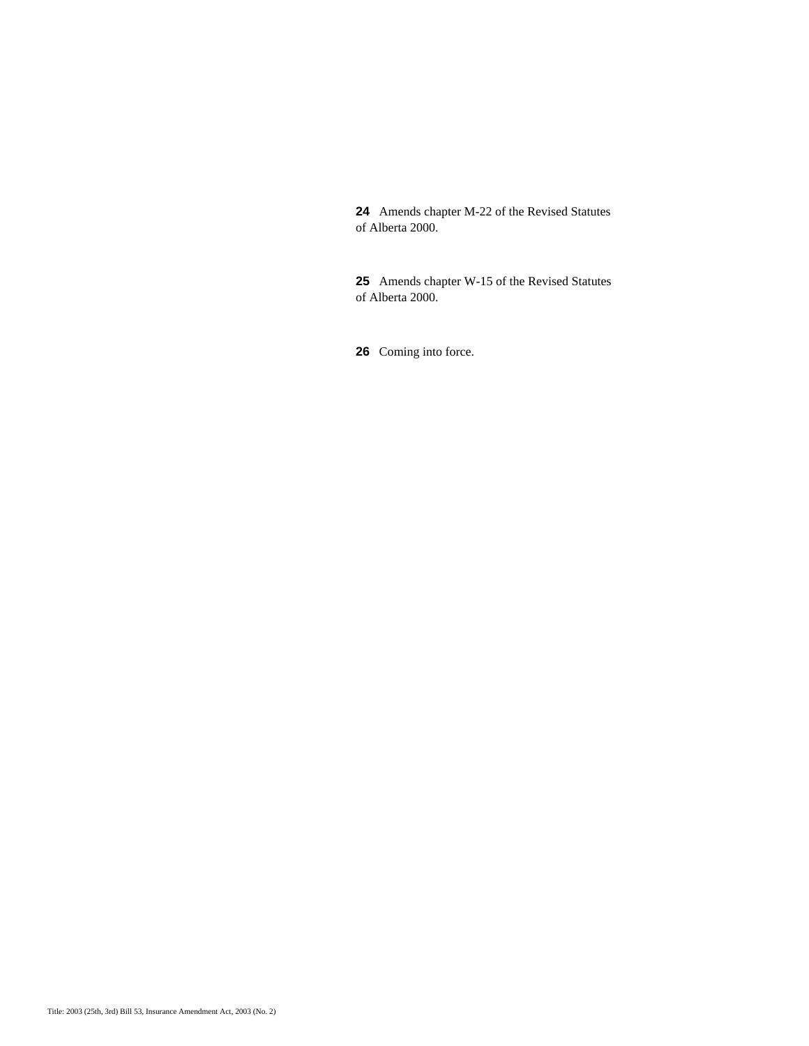**24** Amends chapter M-22 of the Revised Statutes of Alberta 2000.

**25** Amends chapter W-15 of the Revised Statutes of Alberta 2000.

**26** Coming into force.